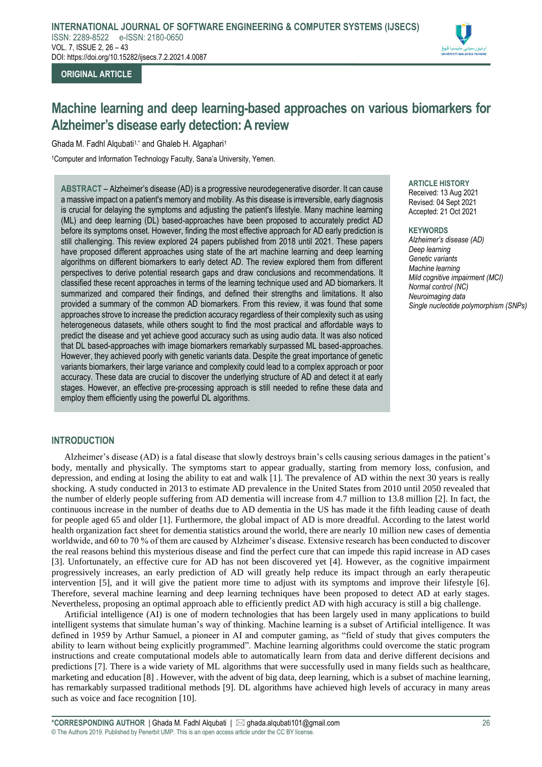ORIGINAL ARTICLE

# Machine learning and deep learning-based approaches on various biomarkers for Alzheimer's disease early detection: A review

Ghada M. Fadhl Alqubati[1,*] and Ghaleb H. Algaphari[1]

[1]Computer and Information Technology Faculty, Sana'a University, Yemen.

**ABSTRACT** – Alzheimer's disease (AD) is a progressive neurodegenerative disorder. It can cause a massive impact on a patient's memory and mobility. As this disease is irreversible, early diagnosis is crucial for delaying the symptoms and adjusting the patient's lifestyle. Many machine learning (ML) and deep learning (DL) based-approaches have been proposed to accurately predict AD before its symptoms onset. However, finding the most effective approach for AD early prediction is still challenging. This review explored 24 papers published from 2018 until 2021. These papers have proposed different approaches using state of the art machine learning and deep learning algorithms on different biomarkers to early detect AD. The review explored them from different perspectives to derive potential research gaps and draw conclusions and recommendations. It classified these recent approaches in terms of the learning technique used and AD biomarkers. It summarized and compared their findings, and defined their strengths and limitations. It also provided a summary of the common AD biomarkers. From this review, it was found that some approaches strove to increase the prediction accuracy regardless of their complexity such as using heterogeneous datasets, while others sought to find the most practical and affordable ways to predict the disease and yet achieve good accuracy such as using audio data. It was also noticed that DL based-approaches with image biomarkers remarkably surpassed ML based-approaches. However, they achieved poorly with genetic variants data. Despite the great importance of genetic variants biomarkers, their large variance and complexity could lead to a complex approach or poor accuracy. These data are crucial to discover the underlying structure of AD and detect it at early stages. However, an effective pre-processing approach is still needed to refine these data and employ them efficiently using the powerful DL algorithms.

**ARTICLE HISTORY**
Received: 13 Aug 2021
Revised: 04 Sept 2021
Accepted: 21 Oct 2021

**KEYWORDS**
*Alzheimer's disease (AD)*
*Deep learning*
*Genetic variants*
*Machine learning*
*Mild cognitive impairment (MCI)*
*Normal control (NC)*
*Neuroimaging data*
*Single nucleotide polymorphism (SNPs)*

## INTRODUCTION

Alzheimer's disease (AD) is a fatal disease that slowly destroys brain's cells causing serious damages in the patient's body, mentally and physically. The symptoms start to appear gradually, starting from memory loss, confusion, and depression, and ending at losing the ability to eat and walk [1]. The prevalence of AD within the next 30 years is really shocking. A study conducted in 2013 to estimate AD prevalence in the United States from 2010 until 2050 revealed that the number of elderly people suffering from AD dementia will increase from 4.7 million to 13.8 million [2]. In fact, the continuous increase in the number of deaths due to AD dementia in the US has made it the fifth leading cause of death for people aged 65 and older [1]. Furthermore, the global impact of AD is more dreadful. According to the latest world health organization fact sheet for dementia statistics around the world, there are nearly 10 million new cases of dementia worldwide, and 60 to 70 % of them are caused by Alzheimer's disease. Extensive research has been conducted to discover the real reasons behind this mysterious disease and find the perfect cure that can impede this rapid increase in AD cases [3]. Unfortunately, an effective cure for AD has not been discovered yet [4]. However, as the cognitive impairment progressively increases, an early prediction of AD will greatly help reduce its impact through an early therapeutic intervention [5], and it will give the patient more time to adjust with its symptoms and improve their lifestyle [6]. Therefore, several machine learning and deep learning techniques have been proposed to detect AD at early stages. Nevertheless, proposing an optimal approach able to efficiently predict AD with high accuracy is still a big challenge.

Artificial intelligence (AI) is one of modern technologies that has been largely used in many applications to build intelligent systems that simulate human's way of thinking. Machine learning is a subset of Artificial intelligence. It was defined in 1959 by Arthur Samuel, a pioneer in AI and computer gaming, as "field of study that gives computers the ability to learn without being explicitly programmed". Machine learning algorithms could overcome the static program instructions and create computational models able to automatically learn from data and derive different decisions and predictions [7]. There is a wide variety of ML algorithms that were successfully used in many fields such as healthcare, marketing and education [8] . However, with the advent of big data, deep learning, which is a subset of machine learning, has remarkably surpassed traditional methods [9]. DL algorithms have achieved high levels of accuracy in many areas such as voice and face recognition [10].

*CORRESPONDING AUTHOR | Ghada M. Fadhl Alqubati | ghada.alqubati101@gmail.com
© The Authors 2019. Published by Penerbit UMP. This is an open access article under the CC BY license.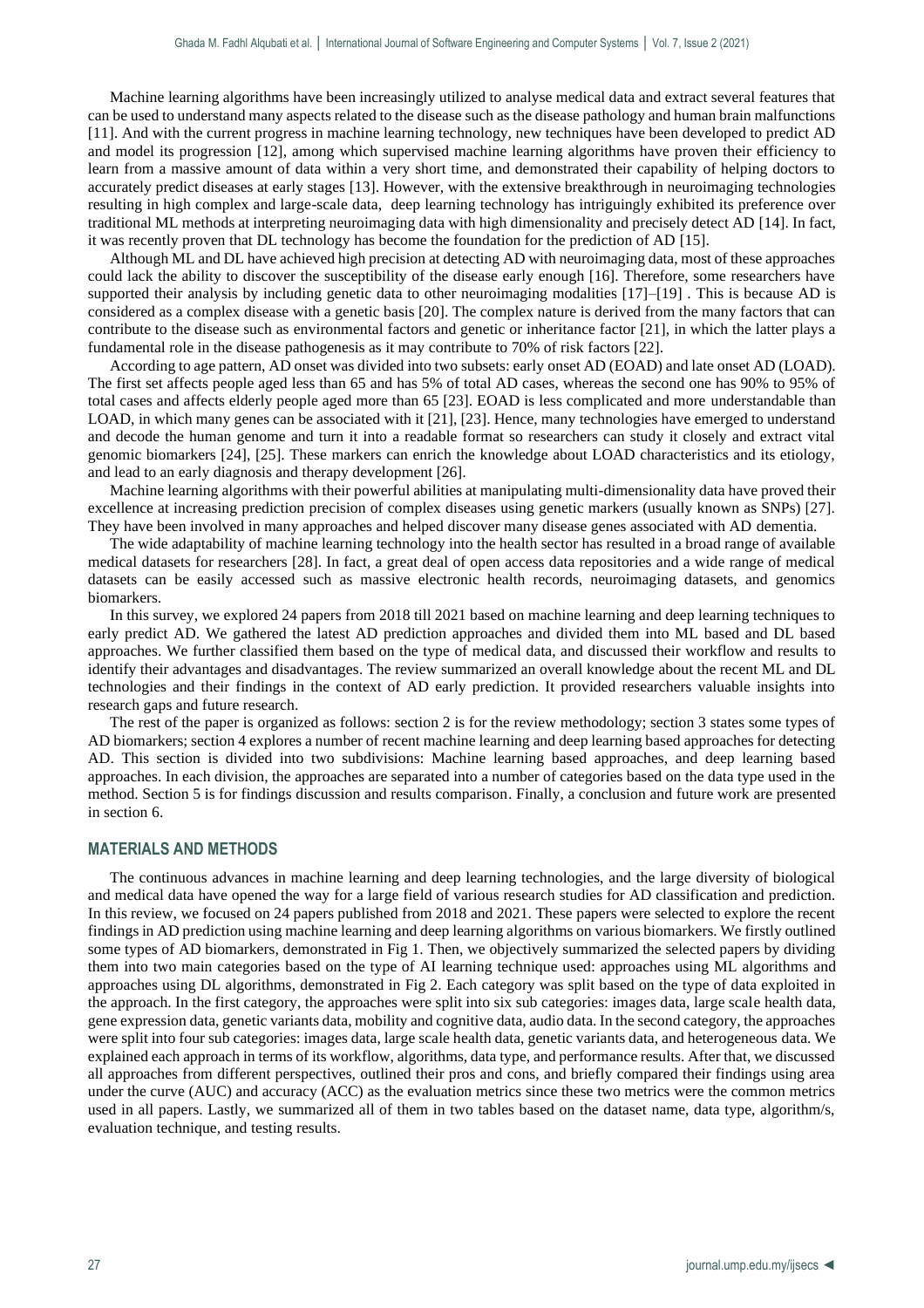Machine learning algorithms have been increasingly utilized to analyse medical data and extract several features that can be used to understand many aspects related to the disease such as the disease pathology and human brain malfunctions [11]. And with the current progress in machine learning technology, new techniques have been developed to predict AD and model its progression [12], among which supervised machine learning algorithms have proven their efficiency to learn from a massive amount of data within a very short time, and demonstrated their capability of helping doctors to accurately predict diseases at early stages [13]. However, with the extensive breakthrough in neuroimaging technologies resulting in high complex and large-scale data, deep learning technology has intriguingly exhibited its preference over traditional ML methods at interpreting neuroimaging data with high dimensionality and precisely detect AD [14]. In fact, it was recently proven that DL technology has become the foundation for the prediction of AD [15].

Although ML and DL have achieved high precision at detecting AD with neuroimaging data, most of these approaches could lack the ability to discover the susceptibility of the disease early enough [16]. Therefore, some researchers have supported their analysis by including genetic data to other neuroimaging modalities [17]–[19] . This is because AD is considered as a complex disease with a genetic basis [20]. The complex nature is derived from the many factors that can contribute to the disease such as environmental factors and genetic or inheritance factor [21], in which the latter plays a fundamental role in the disease pathogenesis as it may contribute to 70% of risk factors [22].

According to age pattern, AD onset was divided into two subsets: early onset AD (EOAD) and late onset AD (LOAD). The first set affects people aged less than 65 and has 5% of total AD cases, whereas the second one has 90% to 95% of total cases and affects elderly people aged more than 65 [23]. EOAD is less complicated and more understandable than LOAD, in which many genes can be associated with it [21], [23]. Hence, many technologies have emerged to understand and decode the human genome and turn it into a readable format so researchers can study it closely and extract vital genomic biomarkers [24], [25]. These markers can enrich the knowledge about LOAD characteristics and its etiology, and lead to an early diagnosis and therapy development [26].

Machine learning algorithms with their powerful abilities at manipulating multi-dimensionality data have proved their excellence at increasing prediction precision of complex diseases using genetic markers (usually known as SNPs) [27]. They have been involved in many approaches and helped discover many disease genes associated with AD dementia.

The wide adaptability of machine learning technology into the health sector has resulted in a broad range of available medical datasets for researchers [28]. In fact, a great deal of open access data repositories and a wide range of medical datasets can be easily accessed such as massive electronic health records, neuroimaging datasets, and genomics biomarkers.

In this survey, we explored 24 papers from 2018 till 2021 based on machine learning and deep learning techniques to early predict AD. We gathered the latest AD prediction approaches and divided them into ML based and DL based approaches. We further classified them based on the type of medical data, and discussed their workflow and results to identify their advantages and disadvantages. The review summarized an overall knowledge about the recent ML and DL technologies and their findings in the context of AD early prediction. It provided researchers valuable insights into research gaps and future research.

The rest of the paper is organized as follows: section 2 is for the review methodology; section 3 states some types of AD biomarkers; section 4 explores a number of recent machine learning and deep learning based approaches for detecting AD. This section is divided into two subdivisions: Machine learning based approaches, and deep learning based approaches. In each division, the approaches are separated into a number of categories based on the data type used in the method. Section 5 is for findings discussion and results comparison. Finally, a conclusion and future work are presented in section 6.

## MATERIALS AND METHODS

The continuous advances in machine learning and deep learning technologies, and the large diversity of biological and medical data have opened the way for a large field of various research studies for AD classification and prediction. In this review, we focused on 24 papers published from 2018 and 2021. These papers were selected to explore the recent findings in AD prediction using machine learning and deep learning algorithms on various biomarkers. We firstly outlined some types of AD biomarkers, demonstrated in Fig 1. Then, we objectively summarized the selected papers by dividing them into two main categories based on the type of AI learning technique used: approaches using ML algorithms and approaches using DL algorithms, demonstrated in Fig 2. Each category was split based on the type of data exploited in the approach. In the first category, the approaches were split into six sub categories: images data, large scale health data, gene expression data, genetic variants data, mobility and cognitive data, audio data. In the second category, the approaches were split into four sub categories: images data, large scale health data, genetic variants data, and heterogeneous data. We explained each approach in terms of its workflow, algorithms, data type, and performance results. After that, we discussed all approaches from different perspectives, outlined their pros and cons, and briefly compared their findings using area under the curve (AUC) and accuracy (ACC) as the evaluation metrics since these two metrics were the common metrics used in all papers. Lastly, we summarized all of them in two tables based on the dataset name, data type, algorithm/s, evaluation technique, and testing results.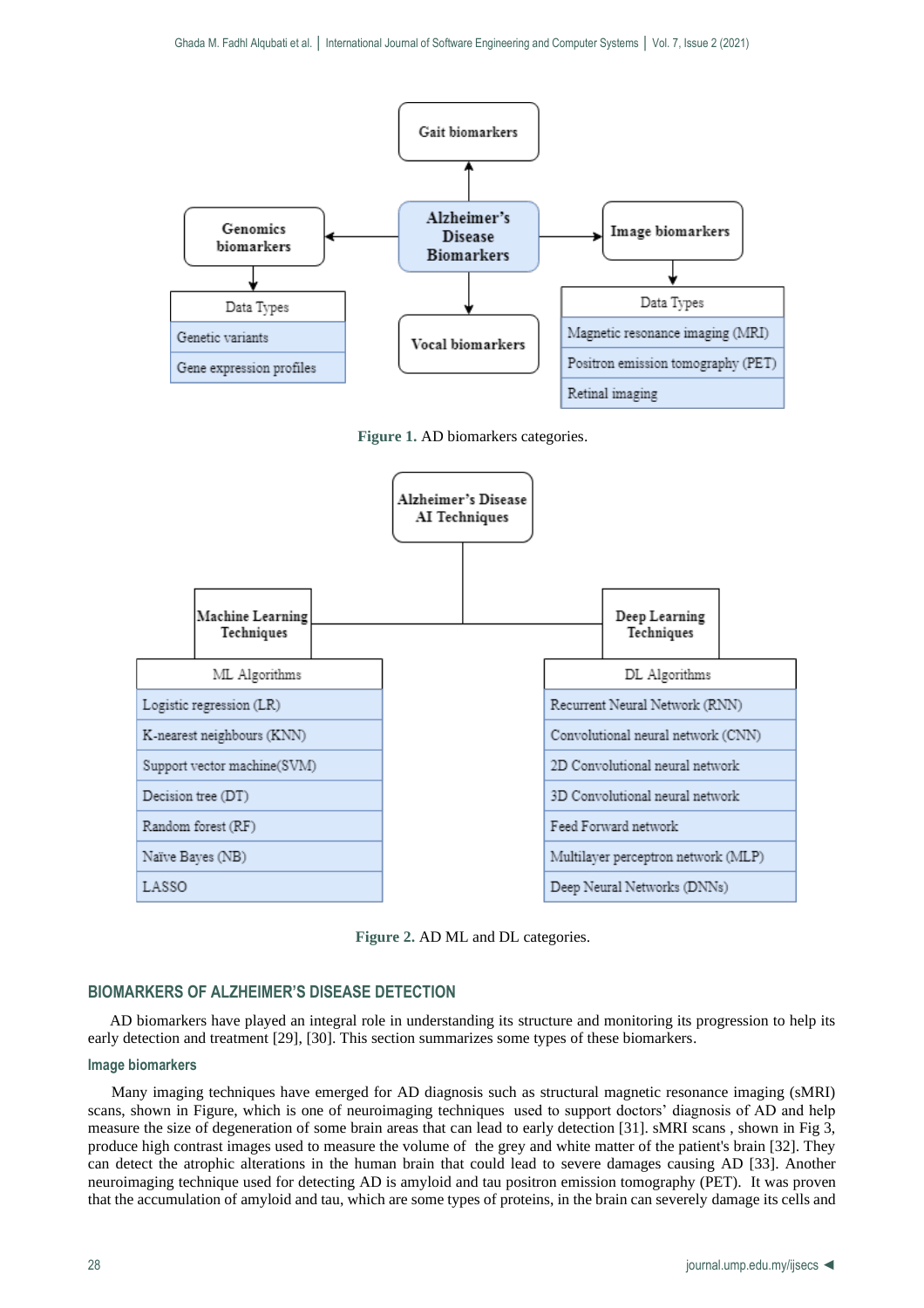Gait biomarkers

Genomics biomarkers

Alzheimer's Disease Biomarkers

Image biomarkers

| Data Types |
| --- |
| Genetic variants |
| Gene expression profiles |

Vocal biomarkers

| Data Types |
| --- |
| Magnetic resonance imaging (MRI) |
| Positron emission tomography (PET) |
| Retinal imaging |

**Figure 1.** AD biomarkers categories.

Alzheimer's Disease AI Techniques

Machine Learning Techniques

| ML Algorithms |
| --- |
| Logistic regression (LR) |
| K-nearest neighbours (KNN) |
| Support vector machine(SVM) |
| Decision tree (DT) |
| Random forest (RF) |
| Naïve Bayes (NB) |
| LASSO |

Deep Learning Techniques

| DL Algorithms |
| --- |
| Recurrent Neural Network (RNN) |
| Convolutional neural network (CNN) |
| 2D Convolutional neural network |
| 3D Convolutional neural network |
| Feed Forward network |
| Multilayer perceptron network (MLP) |
| Deep Neural Networks (DNNs) |

**Figure 2.** AD ML and DL categories.

## BIOMARKERS OF ALZHEIMER'S DISEASE DETECTION

AD biomarkers have played an integral role in understanding its structure and monitoring its progression to help its early detection and treatment [29], [30]. This section summarizes some types of these biomarkers.

### Image biomarkers

Many imaging techniques have emerged for AD diagnosis such as structural magnetic resonance imaging (sMRI) scans, shown in Figure, which is one of neuroimaging techniques used to support doctors' diagnosis of AD and help measure the size of degeneration of some brain areas that can lead to early detection [31]. sMRI scans , shown in Fig 3, produce high contrast images used to measure the volume of the grey and white matter of the patient's brain [32]. They can detect the atrophic alterations in the human brain that could lead to severe damages causing AD [33]. Another neuroimaging technique used for detecting AD is amyloid and tau positron emission tomography (PET). It was proven that the accumulation of amyloid and tau, which are some types of proteins, in the brain can severely damage its cells and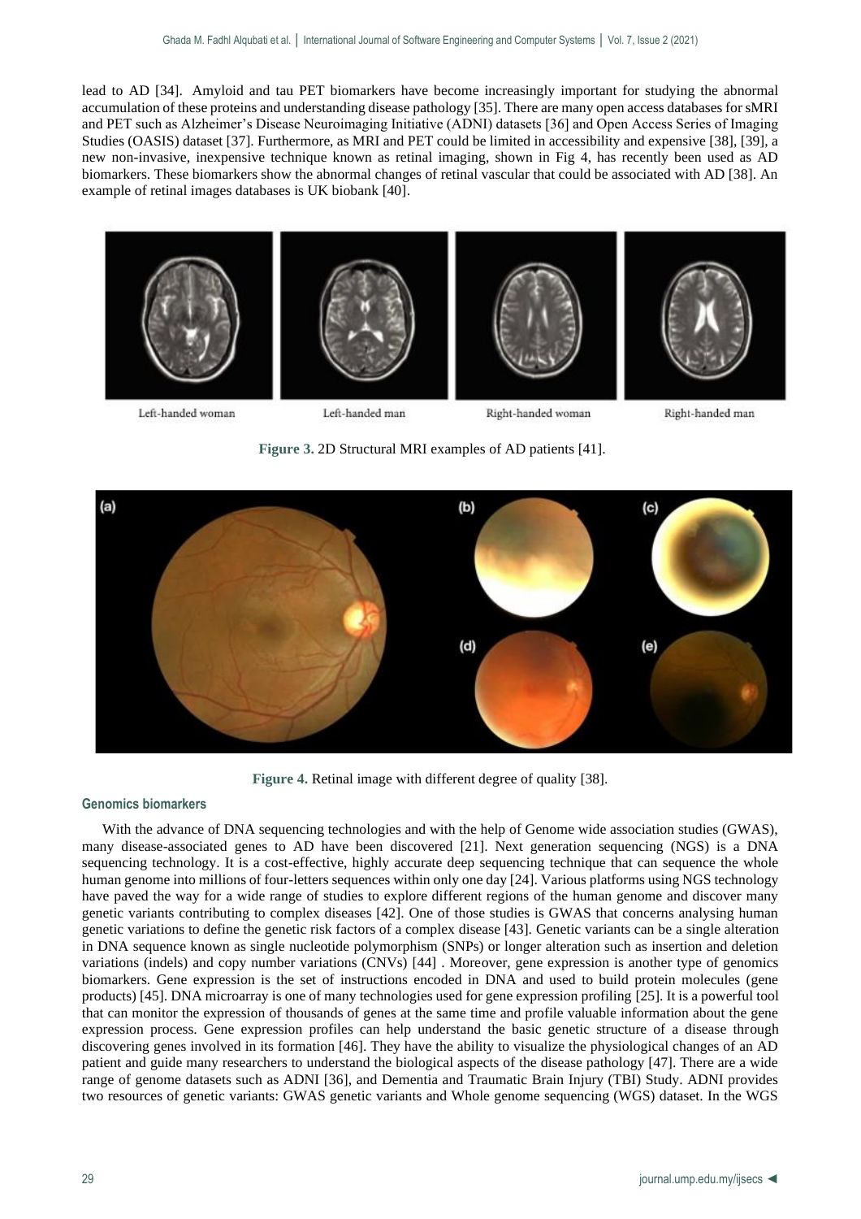lead to AD [34]. Amyloid and tau PET biomarkers have become increasingly important for studying the abnormal accumulation of these proteins and understanding disease pathology [35]. There are many open access databases for sMRI and PET such as Alzheimer's Disease Neuroimaging Initiative (ADNI) datasets [36] and Open Access Series of Imaging Studies (OASIS) dataset [37]. Furthermore, as MRI and PET could be limited in accessibility and expensive [38], [39], a new non-invasive, inexpensive technique known as retinal imaging, shown in Fig 4, has recently been used as AD biomarkers. These biomarkers show the abnormal changes of retinal vascular that could be associated with AD [38]. An example of retinal images databases is UK biobank [40].

Left-handed woman Left-handed man Right-handed woman Right-handed man

**Figure 3.** 2D Structural MRI examples of AD patients [41].

**Figure 4.** Retinal image with different degree of quality [38].

#### Genomics biomarkers

With the advance of DNA sequencing technologies and with the help of Genome wide association studies (GWAS), many disease-associated genes to AD have been discovered [21]. Next generation sequencing (NGS) is a DNA sequencing technology. It is a cost-effective, highly accurate deep sequencing technique that can sequence the whole human genome into millions of four-letters sequences within only one day [24]. Various platforms using NGS technology have paved the way for a wide range of studies to explore different regions of the human genome and discover many genetic variants contributing to complex diseases [42]. One of those studies is GWAS that concerns analysing human genetic variations to define the genetic risk factors of a complex disease [43]. Genetic variants can be a single alteration in DNA sequence known as single nucleotide polymorphism (SNPs) or longer alteration such as insertion and deletion variations (indels) and copy number variations (CNVs) [44] . Moreover, gene expression is another type of genomics biomarkers. Gene expression is the set of instructions encoded in DNA and used to build protein molecules (gene products) [45]. DNA microarray is one of many technologies used for gene expression profiling [25]. It is a powerful tool that can monitor the expression of thousands of genes at the same time and profile valuable information about the gene expression process. Gene expression profiles can help understand the basic genetic structure of a disease through discovering genes involved in its formation [46]. They have the ability to visualize the physiological changes of an AD patient and guide many researchers to understand the biological aspects of the disease pathology [47]. There are a wide range of genome datasets such as ADNI [36], and Dementia and Traumatic Brain Injury (TBI) Study. ADNI provides two resources of genetic variants: GWAS genetic variants and Whole genome sequencing (WGS) dataset. In the WGS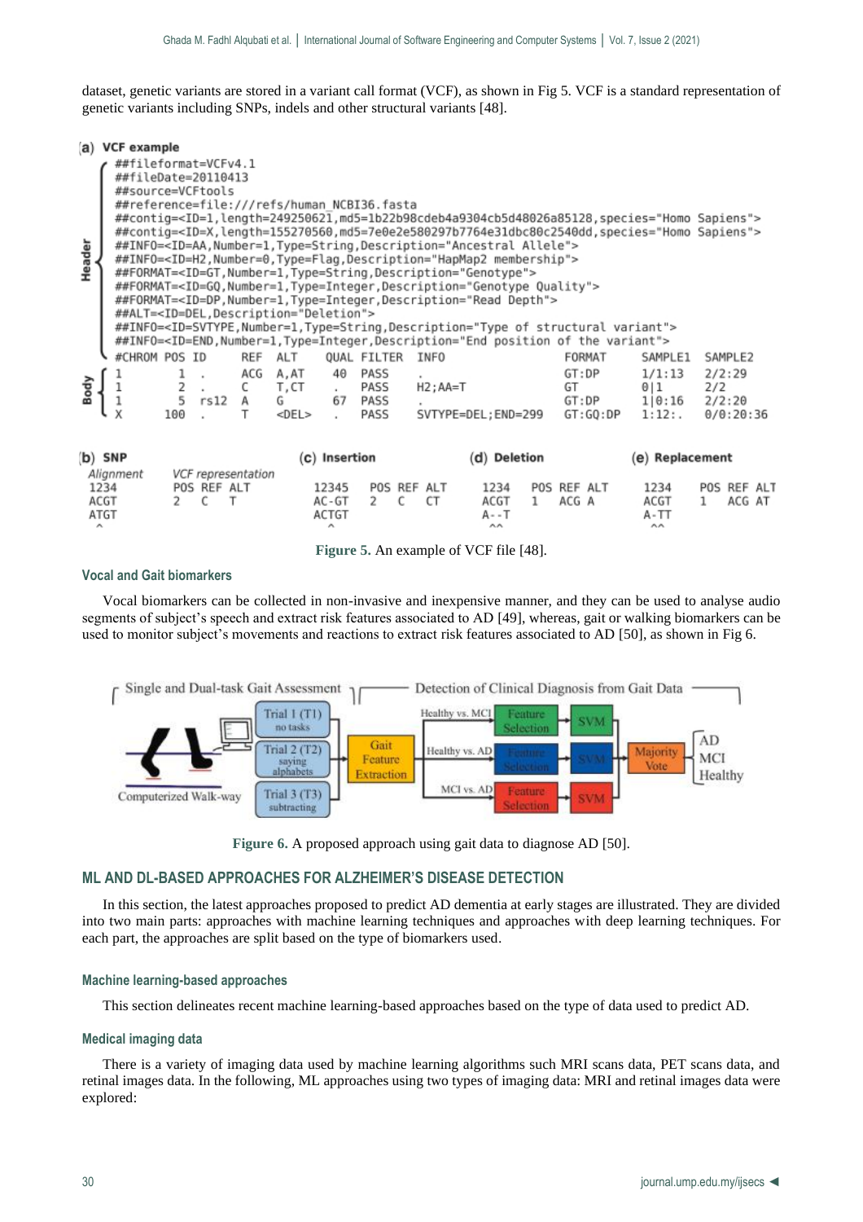dataset, genetic variants are stored in a variant call format (VCF), as shown in Fig 5. VCF is a standard representation of genetic variants including SNPs, indels and other structural variants [48].

**(a) VCF example**

```
Header
##fileformat=VCFv4.1
##fileDate=20110413
##source=VCFtools
##reference=file:///refs/human_NCBI36.fasta
##contig=<ID=1,length=249250621,md5=1b22b98cdeb4a9304cb5d48026a85128,species="Homo Sapiens">
##contig=<ID=X,length=155270560,md5=7e0e2e580297b7764e31dbc80c2540dd,species="Homo Sapiens">
##INFO=<ID=AA,Number=1,Type=String,Description="Ancestral Allele">
##INFO=<ID=H2,Number=0,Type=Flag,Description="HapMap2 membership">
##FORMAT=<ID=GT,Number=1,Type=String,Description="Genotype">
##FORMAT=<ID=GQ,Number=1,Type=Integer,Description="Genotype Quality">
##FORMAT=<ID=DP,Number=1,Type=Integer,Description="Read Depth">
##ALT=<ID=DEL,Description="Deletion">
##INFO=<ID=SVTYPE,Number=1,Type=String,Description="Type of structural variant">
##INFO=<ID=END,Number=1,Type=Integer,Description="End position of the variant">
#CHROM POS  ID    REF  ALT    QUAL FILTER  INFO                FORMAT    SAMPLE1  SAMPLE2
Body
1        1  .     ACG  A,AT     40  PASS   .                   GT:DP     1/1:13   2/2:29
1        2  .     C    T,CT      .  PASS   H2;AA=T             GT        0|1      2/2
1        5  rs12  A    G        67  PASS   .                   GT:DP     1|0:16   2/2:20
X      100  .     T    <DEL>     .  PASS   SVTYPE=DEL;END=299  GT:GQ:DP  1:12:.   0/0:20:36
```

```
(b) SNP                              (c) Insertion          (d) Deletion          (e) Replacement
Alignment   VCF representation
1234        POS REF ALT              12345  POS REF ALT     1234  POS REF ALT     1234  POS REF ALT
ACGT        2   C   T                AC-GT  2   C   CT      ACGT  1   ACG A       ACGT  1   ACG AT
ATGT                                 ACTGT                  A--T                  A-TT
 ^                                      ^                    ^^                    ^^
```

**Figure 5.** An example of VCF file [48].

### Vocal and Gait biomarkers

Vocal biomarkers can be collected in non-invasive and inexpensive manner, and they can be used to analyse audio segments of subject's speech and extract risk features associated to AD [49], whereas, gait or walking biomarkers can be used to monitor subject's movements and reactions to extract risk features associated to AD [50], as shown in Fig 6.

**Figure 6.** A proposed approach using gait data to diagnose AD [50].

## ML AND DL-BASED APPROACHES FOR ALZHEIMER'S DISEASE DETECTION

In this section, the latest approaches proposed to predict AD dementia at early stages are illustrated. They are divided into two main parts: approaches with machine learning techniques and approaches with deep learning techniques. For each part, the approaches are split based on the type of biomarkers used.

### Machine learning-based approaches

This section delineates recent machine learning-based approaches based on the type of data used to predict AD.

### Medical imaging data

There is a variety of imaging data used by machine learning algorithms such MRI scans data, PET scans data, and retinal images data. In the following, ML approaches using two types of imaging data: MRI and retinal images data were explored: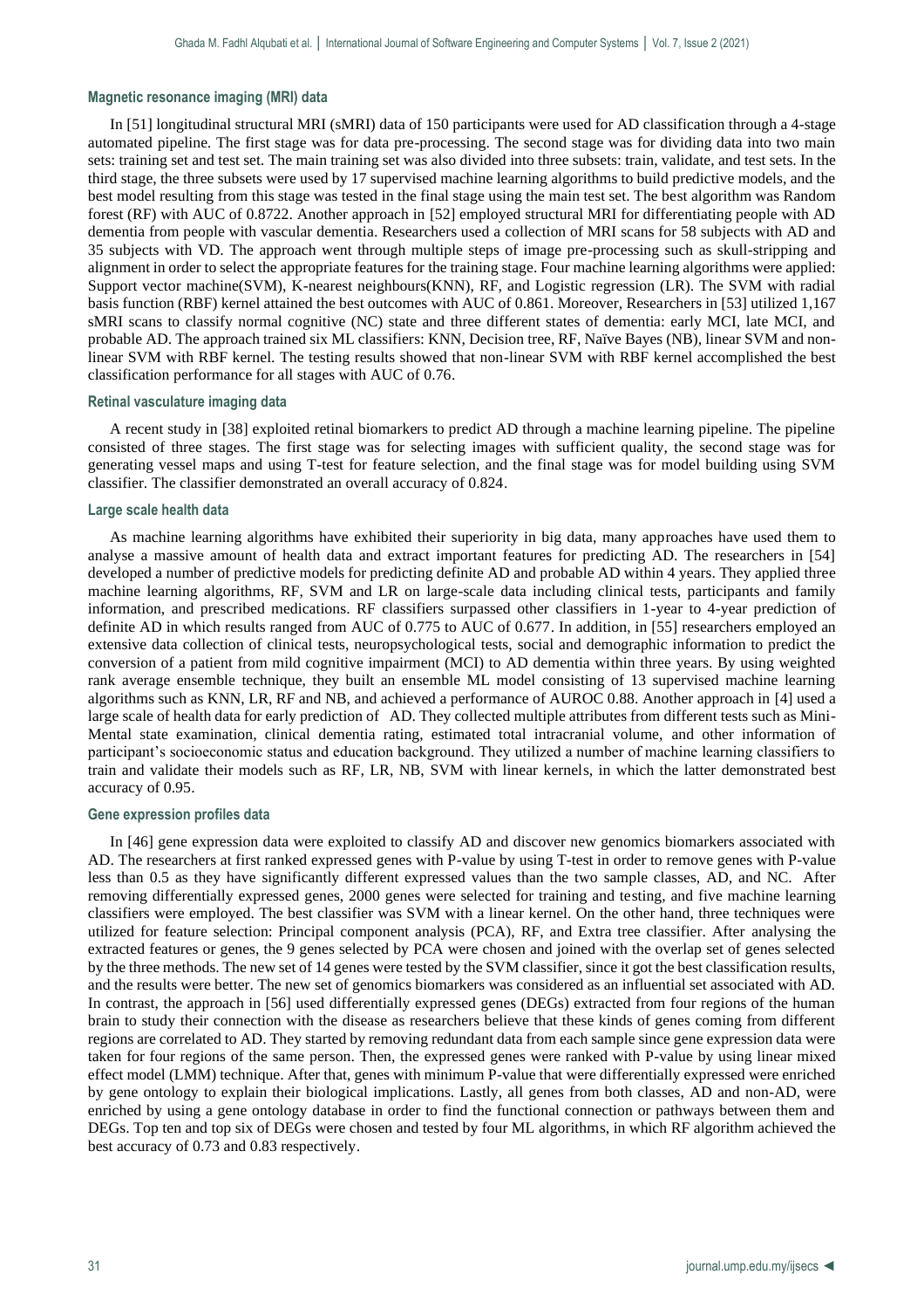#### Magnetic resonance imaging (MRI) data

In [51] longitudinal structural MRI (sMRI) data of 150 participants were used for AD classification through a 4-stage automated pipeline. The first stage was for data pre-processing. The second stage was for dividing data into two main sets: training set and test set. The main training set was also divided into three subsets: train, validate, and test sets. In the third stage, the three subsets were used by 17 supervised machine learning algorithms to build predictive models, and the best model resulting from this stage was tested in the final stage using the main test set. The best algorithm was Random forest (RF) with AUC of 0.8722. Another approach in [52] employed structural MRI for differentiating people with AD dementia from people with vascular dementia. Researchers used a collection of MRI scans for 58 subjects with AD and 35 subjects with VD. The approach went through multiple steps of image pre-processing such as skull-stripping and alignment in order to select the appropriate features for the training stage. Four machine learning algorithms were applied: Support vector machine(SVM), K-nearest neighbours(KNN), RF, and Logistic regression (LR). The SVM with radial basis function (RBF) kernel attained the best outcomes with AUC of 0.861. Moreover, Researchers in [53] utilized 1,167 sMRI scans to classify normal cognitive (NC) state and three different states of dementia: early MCI, late MCI, and probable AD. The approach trained six ML classifiers: KNN, Decision tree, RF, Naïve Bayes (NB), linear SVM and non-linear SVM with RBF kernel. The testing results showed that non-linear SVM with RBF kernel accomplished the best classification performance for all stages with AUC of 0.76.

#### Retinal vasculature imaging data

A recent study in [38] exploited retinal biomarkers to predict AD through a machine learning pipeline. The pipeline consisted of three stages. The first stage was for selecting images with sufficient quality, the second stage was for generating vessel maps and using T-test for feature selection, and the final stage was for model building using SVM classifier. The classifier demonstrated an overall accuracy of 0.824.

#### Large scale health data

As machine learning algorithms have exhibited their superiority in big data, many approaches have used them to analyse a massive amount of health data and extract important features for predicting AD. The researchers in [54] developed a number of predictive models for predicting definite AD and probable AD within 4 years. They applied three machine learning algorithms, RF, SVM and LR on large-scale data including clinical tests, participants and family information, and prescribed medications. RF classifiers surpassed other classifiers in 1-year to 4-year prediction of definite AD in which results ranged from AUC of 0.775 to AUC of 0.677. In addition, in [55] researchers employed an extensive data collection of clinical tests, neuropsychological tests, social and demographic information to predict the conversion of a patient from mild cognitive impairment (MCI) to AD dementia within three years. By using weighted rank average ensemble technique, they built an ensemble ML model consisting of 13 supervised machine learning algorithms such as KNN, LR, RF and NB, and achieved a performance of AUROC 0.88. Another approach in [4] used a large scale of health data for early prediction of AD. They collected multiple attributes from different tests such as Mini-Mental state examination, clinical dementia rating, estimated total intracranial volume, and other information of participant's socioeconomic status and education background. They utilized a number of machine learning classifiers to train and validate their models such as RF, LR, NB, SVM with linear kernels, in which the latter demonstrated best accuracy of 0.95.

#### Gene expression profiles data

In [46] gene expression data were exploited to classify AD and discover new genomics biomarkers associated with AD. The researchers at first ranked expressed genes with P-value by using T-test in order to remove genes with P-value less than 0.5 as they have significantly different expressed values than the two sample classes, AD, and NC. After removing differentially expressed genes, 2000 genes were selected for training and testing, and five machine learning classifiers were employed. The best classifier was SVM with a linear kernel. On the other hand, three techniques were utilized for feature selection: Principal component analysis (PCA), RF, and Extra tree classifier. After analysing the extracted features or genes, the 9 genes selected by PCA were chosen and joined with the overlap set of genes selected by the three methods. The new set of 14 genes were tested by the SVM classifier, since it got the best classification results, and the results were better. The new set of genomics biomarkers was considered as an influential set associated with AD. In contrast, the approach in [56] used differentially expressed genes (DEGs) extracted from four regions of the human brain to study their connection with the disease as researchers believe that these kinds of genes coming from different regions are correlated to AD. They started by removing redundant data from each sample since gene expression data were taken for four regions of the same person. Then, the expressed genes were ranked with P-value by using linear mixed effect model (LMM) technique. After that, genes with minimum P-value that were differentially expressed were enriched by gene ontology to explain their biological implications. Lastly, all genes from both classes, AD and non-AD, were enriched by using a gene ontology database in order to find the functional connection or pathways between them and DEGs. Top ten and top six of DEGs were chosen and tested by four ML algorithms, in which RF algorithm achieved the best accuracy of 0.73 and 0.83 respectively.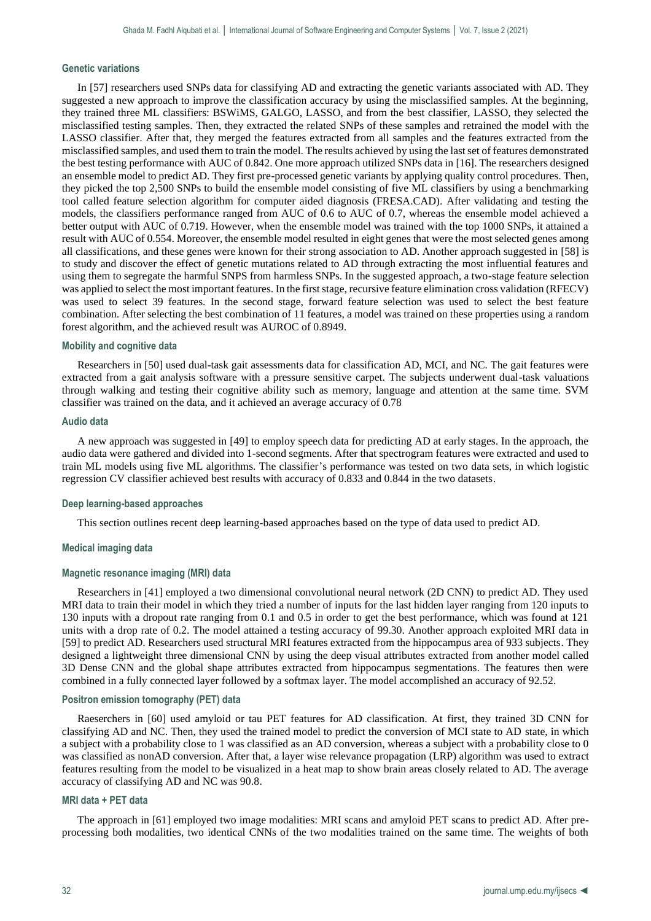#### Genetic variations

In [57] researchers used SNPs data for classifying AD and extracting the genetic variants associated with AD. They suggested a new approach to improve the classification accuracy by using the misclassified samples. At the beginning, they trained three ML classifiers: BSWiMS, GALGO, LASSO, and from the best classifier, LASSO, they selected the misclassified testing samples. Then, they extracted the related SNPs of these samples and retrained the model with the LASSO classifier. After that, they merged the features extracted from all samples and the features extracted from the misclassified samples, and used them to train the model. The results achieved by using the last set of features demonstrated the best testing performance with AUC of 0.842. One more approach utilized SNPs data in [16]. The researchers designed an ensemble model to predict AD. They first pre-processed genetic variants by applying quality control procedures. Then, they picked the top 2,500 SNPs to build the ensemble model consisting of five ML classifiers by using a benchmarking tool called feature selection algorithm for computer aided diagnosis (FRESA.CAD). After validating and testing the models, the classifiers performance ranged from AUC of 0.6 to AUC of 0.7, whereas the ensemble model achieved a better output with AUC of 0.719. However, when the ensemble model was trained with the top 1000 SNPs, it attained a result with AUC of 0.554. Moreover, the ensemble model resulted in eight genes that were the most selected genes among all classifications, and these genes were known for their strong association to AD. Another approach suggested in [58] is to study and discover the effect of genetic mutations related to AD through extracting the most influential features and using them to segregate the harmful SNPS from harmless SNPs. In the suggested approach, a two-stage feature selection was applied to select the most important features. In the first stage, recursive feature elimination cross validation (RFECV) was used to select 39 features. In the second stage, forward feature selection was used to select the best feature combination. After selecting the best combination of 11 features, a model was trained on these properties using a random forest algorithm, and the achieved result was AUROC of 0.8949.

#### Mobility and cognitive data

Researchers in [50] used dual-task gait assessments data for classification AD, MCI, and NC. The gait features were extracted from a gait analysis software with a pressure sensitive carpet. The subjects underwent dual-task valuations through walking and testing their cognitive ability such as memory, language and attention at the same time. SVM classifier was trained on the data, and it achieved an average accuracy of 0.78

#### Audio data

A new approach was suggested in [49] to employ speech data for predicting AD at early stages. In the approach, the audio data were gathered and divided into 1-second segments. After that spectrogram features were extracted and used to train ML models using five ML algorithms. The classifier's performance was tested on two data sets, in which logistic regression CV classifier achieved best results with accuracy of 0.833 and 0.844 in the two datasets.

### Deep learning-based approaches

This section outlines recent deep learning-based approaches based on the type of data used to predict AD.

#### Medical imaging data

#### Magnetic resonance imaging (MRI) data

Researchers in [41] employed a two dimensional convolutional neural network (2D CNN) to predict AD. They used MRI data to train their model in which they tried a number of inputs for the last hidden layer ranging from 120 inputs to 130 inputs with a dropout rate ranging from 0.1 and 0.5 in order to get the best performance, which was found at 121 units with a drop rate of 0.2. The model attained a testing accuracy of 99.30. Another approach exploited MRI data in [59] to predict AD. Researchers used structural MRI features extracted from the hippocampus area of 933 subjects. They designed a lightweight three dimensional CNN by using the deep visual attributes extracted from another model called 3D Dense CNN and the global shape attributes extracted from hippocampus segmentations. The features then were combined in a fully connected layer followed by a softmax layer. The model accomplished an accuracy of 92.52.

#### Positron emission tomography (PET) data

Raeserchers in [60] used amyloid or tau PET features for AD classification. At first, they trained 3D CNN for classifying AD and NC. Then, they used the trained model to predict the conversion of MCI state to AD state, in which a subject with a probability close to 1 was classified as an AD conversion, whereas a subject with a probability close to 0 was classified as nonAD conversion. After that, a layer wise relevance propagation (LRP) algorithm was used to extract features resulting from the model to be visualized in a heat map to show brain areas closely related to AD. The average accuracy of classifying AD and NC was 90.8.

#### MRI data + PET data

The approach in [61] employed two image modalities: MRI scans and amyloid PET scans to predict AD. After pre-processing both modalities, two identical CNNs of the two modalities trained on the same time. The weights of both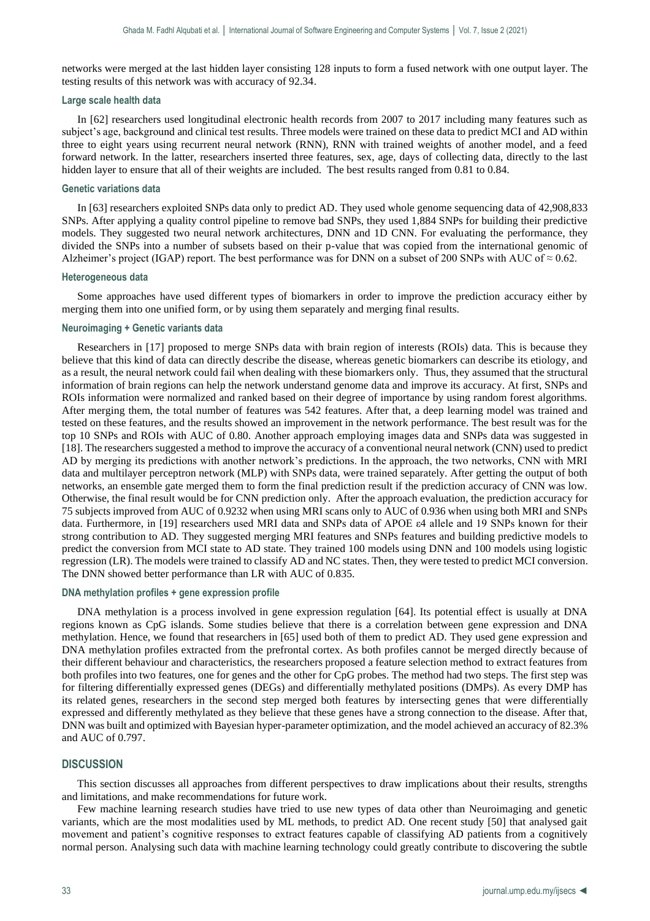networks were merged at the last hidden layer consisting 128 inputs to form a fused network with one output layer. The testing results of this network was with accuracy of 92.34.

#### Large scale health data

In [62] researchers used longitudinal electronic health records from 2007 to 2017 including many features such as subject's age, background and clinical test results. Three models were trained on these data to predict MCI and AD within three to eight years using recurrent neural network (RNN), RNN with trained weights of another model, and a feed forward network. In the latter, researchers inserted three features, sex, age, days of collecting data, directly to the last hidden layer to ensure that all of their weights are included. The best results ranged from 0.81 to 0.84.

#### Genetic variations data

In [63] researchers exploited SNPs data only to predict AD. They used whole genome sequencing data of 42,908,833 SNPs. After applying a quality control pipeline to remove bad SNPs, they used 1,884 SNPs for building their predictive models. They suggested two neural network architectures, DNN and 1D CNN. For evaluating the performance, they divided the SNPs into a number of subsets based on their p-value that was copied from the international genomic of Alzheimer's project (IGAP) report. The best performance was for DNN on a subset of 200 SNPs with AUC of ≈ 0.62.

#### Heterogeneous data

Some approaches have used different types of biomarkers in order to improve the prediction accuracy either by merging them into one unified form, or by using them separately and merging final results.

#### Neuroimaging + Genetic variants data

Researchers in [17] proposed to merge SNPs data with brain region of interests (ROIs) data. This is because they believe that this kind of data can directly describe the disease, whereas genetic biomarkers can describe its etiology, and as a result, the neural network could fail when dealing with these biomarkers only. Thus, they assumed that the structural information of brain regions can help the network understand genome data and improve its accuracy. At first, SNPs and ROIs information were normalized and ranked based on their degree of importance by using random forest algorithms. After merging them, the total number of features was 542 features. After that, a deep learning model was trained and tested on these features, and the results showed an improvement in the network performance. The best result was for the top 10 SNPs and ROIs with AUC of 0.80. Another approach employing images data and SNPs data was suggested in [18]. The researchers suggested a method to improve the accuracy of a conventional neural network (CNN) used to predict AD by merging its predictions with another network's predictions. In the approach, the two networks, CNN with MRI data and multilayer perceptron network (MLP) with SNPs data, were trained separately. After getting the output of both networks, an ensemble gate merged them to form the final prediction result if the prediction accuracy of CNN was low. Otherwise, the final result would be for CNN prediction only. After the approach evaluation, the prediction accuracy for 75 subjects improved from AUC of 0.9232 when using MRI scans only to AUC of 0.936 when using both MRI and SNPs data. Furthermore, in [19] researchers used MRI data and SNPs data of APOE ε4 allele and 19 SNPs known for their strong contribution to AD. They suggested merging MRI features and SNPs features and building predictive models to predict the conversion from MCI state to AD state. They trained 100 models using DNN and 100 models using logistic regression (LR). The models were trained to classify AD and NC states. Then, they were tested to predict MCI conversion. The DNN showed better performance than LR with AUC of 0.835.

#### DNA methylation profiles + gene expression profile

DNA methylation is a process involved in gene expression regulation [64]. Its potential effect is usually at DNA regions known as CpG islands. Some studies believe that there is a correlation between gene expression and DNA methylation. Hence, we found that researchers in [65] used both of them to predict AD. They used gene expression and DNA methylation profiles extracted from the prefrontal cortex. As both profiles cannot be merged directly because of their different behaviour and characteristics, the researchers proposed a feature selection method to extract features from both profiles into two features, one for genes and the other for CpG probes. The method had two steps. The first step was for filtering differentially expressed genes (DEGs) and differentially methylated positions (DMPs). As every DMP has its related genes, researchers in the second step merged both features by intersecting genes that were differentially expressed and differently methylated as they believe that these genes have a strong connection to the disease. After that, DNN was built and optimized with Bayesian hyper-parameter optimization, and the model achieved an accuracy of 82.3% and AUC of 0.797.

## DISCUSSION

This section discusses all approaches from different perspectives to draw implications about their results, strengths and limitations, and make recommendations for future work.

Few machine learning research studies have tried to use new types of data other than Neuroimaging and genetic variants, which are the most modalities used by ML methods, to predict AD. One recent study [50] that analysed gait movement and patient's cognitive responses to extract features capable of classifying AD patients from a cognitively normal person. Analysing such data with machine learning technology could greatly contribute to discovering the subtle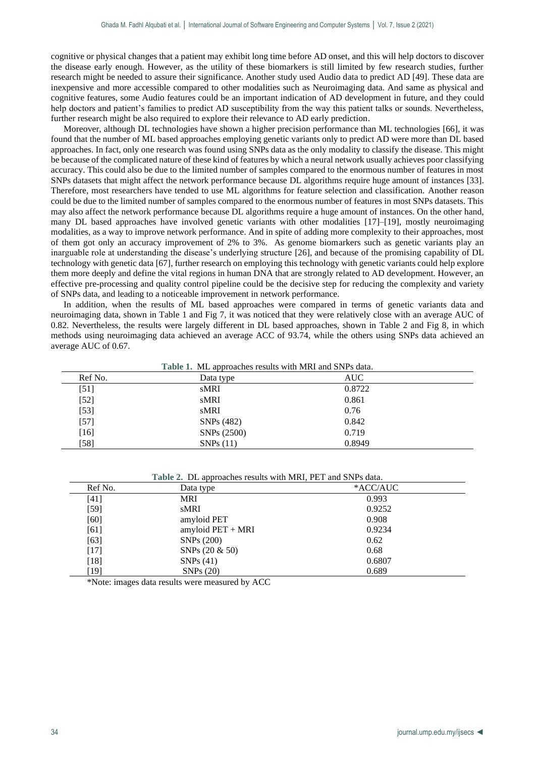cognitive or physical changes that a patient may exhibit long time before AD onset, and this will help doctors to discover the disease early enough. However, as the utility of these biomarkers is still limited by few research studies, further research might be needed to assure their significance. Another study used Audio data to predict AD [49]. These data are inexpensive and more accessible compared to other modalities such as Neuroimaging data. And same as physical and cognitive features, some Audio features could be an important indication of AD development in future, and they could help doctors and patient's families to predict AD susceptibility from the way this patient talks or sounds. Nevertheless, further research might be also required to explore their relevance to AD early prediction.

Moreover, although DL technologies have shown a higher precision performance than ML technologies [66], it was found that the number of ML based approaches employing genetic variants only to predict AD were more than DL based approaches. In fact, only one research was found using SNPs data as the only modality to classify the disease. This might be because of the complicated nature of these kind of features by which a neural network usually achieves poor classifying accuracy. This could also be due to the limited number of samples compared to the enormous number of features in most SNPs datasets that might affect the network performance because DL algorithms require huge amount of instances [33]. Therefore, most researchers have tended to use ML algorithms for feature selection and classification. Another reason could be due to the limited number of samples compared to the enormous number of features in most SNPs datasets. This may also affect the network performance because DL algorithms require a huge amount of instances. On the other hand, many DL based approaches have involved genetic variants with other modalities [17]–[19], mostly neuroimaging modalities, as a way to improve network performance. And in spite of adding more complexity to their approaches, most of them got only an accuracy improvement of 2% to 3%. As genome biomarkers such as genetic variants play an inarguable role at understanding the disease's underlying structure [26], and because of the promising capability of DL technology with genetic data [67], further research on employing this technology with genetic variants could help explore them more deeply and define the vital regions in human DNA that are strongly related to AD development. However, an effective pre-processing and quality control pipeline could be the decisive step for reducing the complexity and variety of SNPs data, and leading to a noticeable improvement in network performance.

In addition, when the results of ML based approaches were compared in terms of genetic variants data and neuroimaging data, shown in Table 1 and Fig 7, it was noticed that they were relatively close with an average AUC of 0.82. Nevertheless, the results were largely different in DL based approaches, shown in Table 2 and Fig 8, in which methods using neuroimaging data achieved an average ACC of 93.74, while the others using SNPs data achieved an average AUC of 0.67.

**Table 1.** ML approaches results with MRI and SNPs data.

| Ref No. | Data type | AUC |
|---|---|---|
| [51] | sMRI | 0.8722 |
| [52] | sMRI | 0.861 |
| [53] | sMRI | 0.76 |
| [57] | SNPs (482) | 0.842 |
| [16] | SNPs (2500) | 0.719 |
| [58] | SNPs (11) | 0.8949 |

**Table 2.** DL approaches results with MRI, PET and SNPs data.

| Ref No. | Data type | *ACC/AUC |
|---|---|---|
| [41] | MRI | 0.993 |
| [59] | sMRI | 0.9252 |
| [60] | amyloid PET | 0.908 |
| [61] | amyloid PET + MRI | 0.9234 |
| [63] | SNPs (200) | 0.62 |
| [17] | SNPs (20 & 50) | 0.68 |
| [18] | SNPs (41) | 0.6807 |
| [19] | SNPs (20) | 0.689 |

*Note: images data results were measured by ACC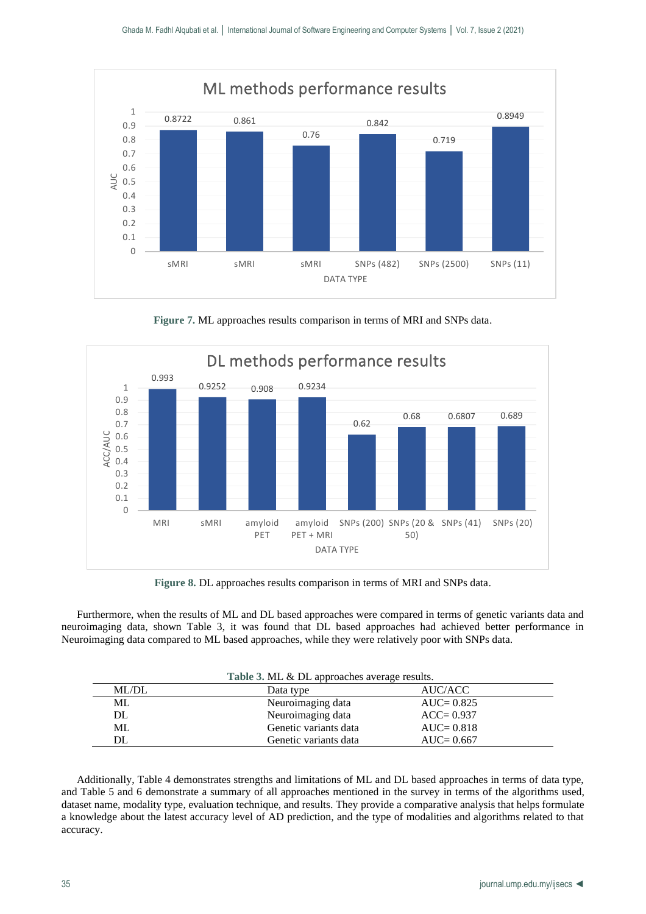**Figure 7.** ML approaches results comparison in terms of MRI and SNPs data.

**Figure 8.** DL approaches results comparison in terms of MRI and SNPs data.

Furthermore, when the results of ML and DL based approaches were compared in terms of genetic variants data and neuroimaging data, shown Table 3, it was found that DL based approaches had achieved better performance in Neuroimaging data compared to ML based approaches, while they were relatively poor with SNPs data.

**Table 3.** ML & DL approaches average results.

| ML/DL | Data type | AUC/ACC |
|---|---|---|
| ML | Neuroimaging data | AUC= 0.825 |
| DL | Neuroimaging data | ACC= 0.937 |
| ML | Genetic variants data | AUC= 0.818 |
| DL | Genetic variants data | AUC= 0.667 |

Additionally, Table 4 demonstrates strengths and limitations of ML and DL based approaches in terms of data type, and Table 5 and 6 demonstrate a summary of all approaches mentioned in the survey in terms of the algorithms used, dataset name, modality type, evaluation technique, and results. They provide a comparative analysis that helps formulate a knowledge about the latest accuracy level of AD prediction, and the type of modalities and algorithms related to that accuracy.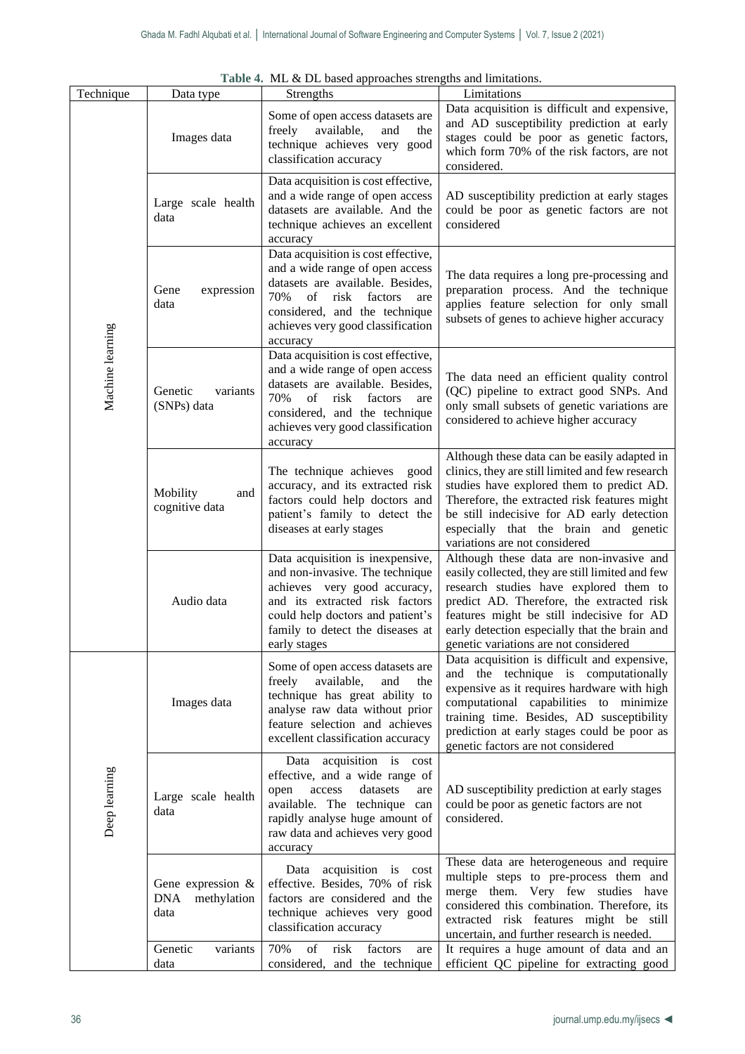**Table 4.** ML & DL based approaches strengths and limitations.

| Technique | Data type | Strengths | Limitations |
|---|---|---|---|
| Machine learning | Images data | Some of open access datasets are freely available, and the technique achieves very good classification accuracy | Data acquisition is difficult and expensive, and AD susceptibility prediction at early stages could be poor as genetic factors, which form 70% of the risk factors, are not considered. |
| | Large scale health data | Data acquisition is cost effective, and a wide range of open access datasets are available. And the technique achieves an excellent accuracy | AD susceptibility prediction at early stages could be poor as genetic factors are not considered |
| | Gene expression data | Data acquisition is cost effective, and a wide range of open access datasets are available. Besides, 70% of risk factors are considered, and the technique achieves very good classification accuracy | The data requires a long pre-processing and preparation process. And the technique applies feature selection for only small subsets of genes to achieve higher accuracy |
| | Genetic variants (SNPs) data | Data acquisition is cost effective, and a wide range of open access datasets are available. Besides, 70% of risk factors are considered, and the technique achieves very good classification accuracy | The data need an efficient quality control (QC) pipeline to extract good SNPs. And only small subsets of genetic variations are considered to achieve higher accuracy |
| | Mobility and cognitive data | The technique achieves good accuracy, and its extracted risk factors could help doctors and patient's family to detect the diseases at early stages | Although these data can be easily adapted in clinics, they are still limited and few research studies have explored them to predict AD. Therefore, the extracted risk features might be still indecisive for AD early detection especially that the brain and genetic variations are not considered |
| | Audio data | Data acquisition is inexpensive, and non-invasive. The technique achieves very good accuracy, and its extracted risk factors could help doctors and patient's family to detect the diseases at early stages | Although these data are non-invasive and easily collected, they are still limited and few research studies have explored them to predict AD. Therefore, the extracted risk features might be still indecisive for AD early detection especially that the brain and genetic variations are not considered |
| Deep learning | Images data | Some of open access datasets are freely available, and the technique has great ability to analyse raw data without prior feature selection and achieves excellent classification accuracy | Data acquisition is difficult and expensive, and the technique is computationally expensive as it requires hardware with high computational capabilities to minimize training time. Besides, AD susceptibility prediction at early stages could be poor as genetic factors are not considered |
| | Large scale health data | Data acquisition is cost effective, and a wide range of open access datasets are available. The technique can rapidly analyse huge amount of raw data and achieves very good accuracy | AD susceptibility prediction at early stages could be poor as genetic factors are not considered. |
| | Gene expression & DNA methylation data | Data acquisition is cost effective. Besides, 70% of risk factors are considered and the technique achieves very good classification accuracy | These data are heterogeneous and require multiple steps to pre-process them and merge them. Very few studies have considered this combination. Therefore, its extracted risk features might be still uncertain, and further research is needed. |
| | Genetic variants data | 70% of risk factors are considered, and the technique | It requires a huge amount of data and an efficient QC pipeline for extracting good |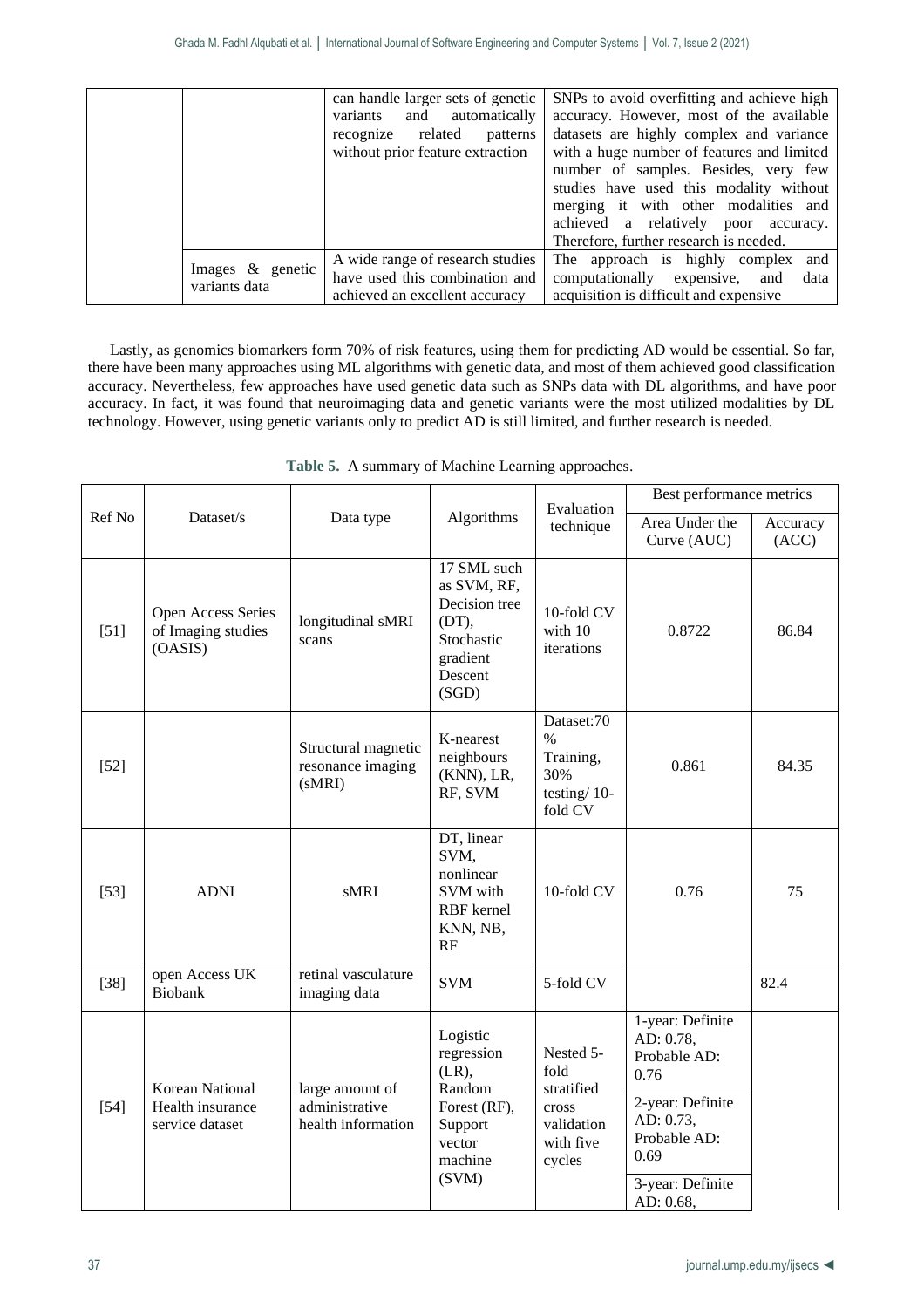| | | can handle larger sets of genetic variants and automatically recognize related patterns without prior feature extraction | SNPs to avoid overfitting and achieve high accuracy. However, most of the available datasets are highly complex and variance with a huge number of features and limited number of samples. Besides, very few studies have used this modality without merging it with other modalities and achieved a relatively poor accuracy. Therefore, further research is needed. |
|---|---|---|---|
| | Images & genetic variants data | A wide range of research studies have used this combination and achieved an excellent accuracy | The approach is highly complex and computationally expensive, and data acquisition is difficult and expensive |

Lastly, as genomics biomarkers form 70% of risk features, using them for predicting AD would be essential. So far, there have been many approaches using ML algorithms with genetic data, and most of them achieved good classification accuracy. Nevertheless, few approaches have used genetic data such as SNPs data with DL algorithms, and have poor accuracy. In fact, it was found that neuroimaging data and genetic variants were the most utilized modalities by DL technology. However, using genetic variants only to predict AD is still limited, and further research is needed.

**Table 5.** A summary of Machine Learning approaches.

| Ref No | Dataset/s | Data type | Algorithms | Evaluation technique | Best performance metrics | |
|---|---|---|---|---|---|---|
| | | | | | Area Under the Curve (AUC) | Accuracy (ACC) |
| [51] | Open Access Series of Imaging studies (OASIS) | longitudinal sMRI scans | 17 SML such as SVM, RF, Decision tree (DT), Stochastic gradient Descent (SGD) | 10-fold CV with 10 iterations | 0.8722 | 86.84 |
| [52] | | Structural magnetic resonance imaging (sMRI) | K-nearest neighbours (KNN), LR, RF, SVM | Dataset:70 % Training, 30% testing/ 10-fold CV | 0.861 | 84.35 |
| [53] | ADNI | sMRI | DT, linear SVM, nonlinear SVM with RBF kernel KNN, NB, RF | 10-fold CV | 0.76 | 75 |
| [38] | open Access UK Biobank | retinal vasculature imaging data | SVM | 5-fold CV | | 82.4 |
| [54] | Korean National Health insurance service dataset | large amount of administrative health information | Logistic regression (LR), Random Forest (RF), Support vector machine (SVM) | Nested 5-fold stratified cross validation with five cycles | 1-year: Definite AD: 0.78, Probable AD: 0.76 | |
| | | | | | 2-year: Definite AD: 0.73, Probable AD: 0.69 | |
| | | | | | 3-year: Definite AD: 0.68, | |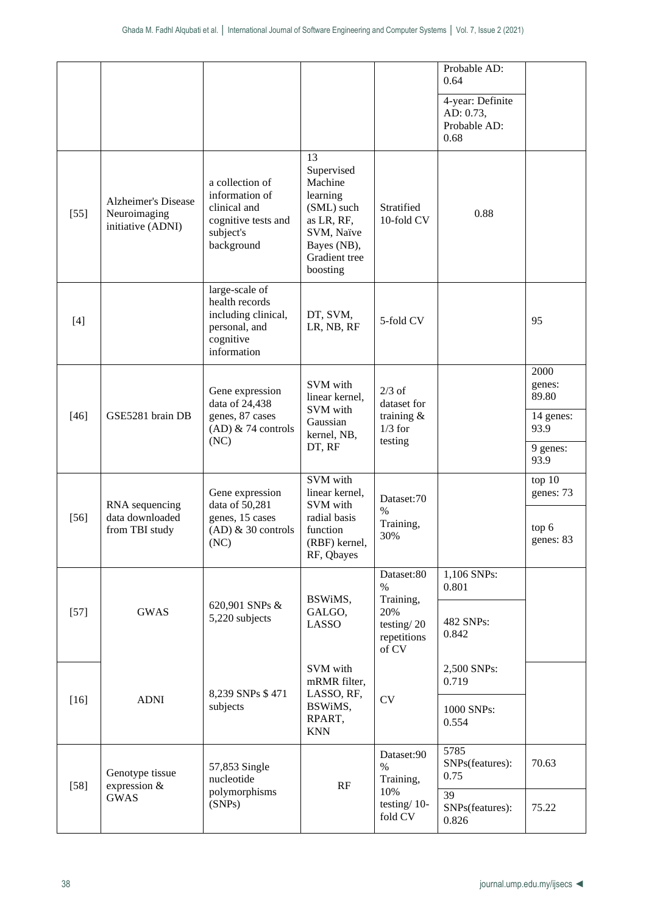| | | | | | | |
|---|---|---|---|---|---|---|
| | | | | | Probable AD: 0.64 | |
| | | | | | 4-year: Definite AD: 0.73, Probable AD: 0.68 | |
| [55] | Alzheimer's Disease Neuroimaging initiative (ADNI) | a collection of information of clinical and cognitive tests and subject's background | 13 Supervised Machine learning (SML) such as LR, RF, SVM, Naïve Bayes (NB), Gradient tree boosting | Stratified 10-fold CV | 0.88 | |
| [4] | | large-scale of health records including clinical, personal, and cognitive information | DT, SVM, LR, NB, RF | 5-fold CV | | 95 |
| [46] | GSE5281 brain DB | Gene expression data of 24,438 genes, 87 cases (AD) & 74 controls (NC) | SVM with linear kernel, SVM with Gaussian kernel, NB, DT, RF | 2/3 of dataset for training & 1/3 for testing | | 2000 genes: 89.80 |
| | | | | | | 14 genes: 93.9 |
| | | | | | | 9 genes: 93.9 |
| [56] | RNA sequencing data downloaded from TBI study | Gene expression data of 50,281 genes, 15 cases (AD) & 30 controls (NC) | SVM with linear kernel, SVM with radial basis function (RBF) kernel, RF, Qbayes | Dataset:70 % Training, 30% | | top 10 genes: 73 |
| | | | | | | top 6 genes: 83 |
| [57] | GWAS | 620,901 SNPs & 5,220 subjects | BSWiMS, GALGO, LASSO | Dataset:80 % Training, 20% testing/ 20 repetitions of CV | 1,106 SNPs: 0.801 | |
| | | | | | 482 SNPs: 0.842 | |
| [16] | ADNI | 8,239 SNPs $ 471 subjects | SVM with mRMR filter, LASSO, RF, BSWiMS, RPART, KNN | CV | 2,500 SNPs: 0.719 | |
| | | | | | 1000 SNPs: 0.554 | |
| [58] | Genotype tissue expression & GWAS | 57,853 Single nucleotide polymorphisms (SNPs) | RF | Dataset:90 % Training, 10% testing/ 10-fold CV | 5785 SNPs(features): 0.75 | 70.63 |
| | | | | | 39 SNPs(features): 0.826 | 75.22 |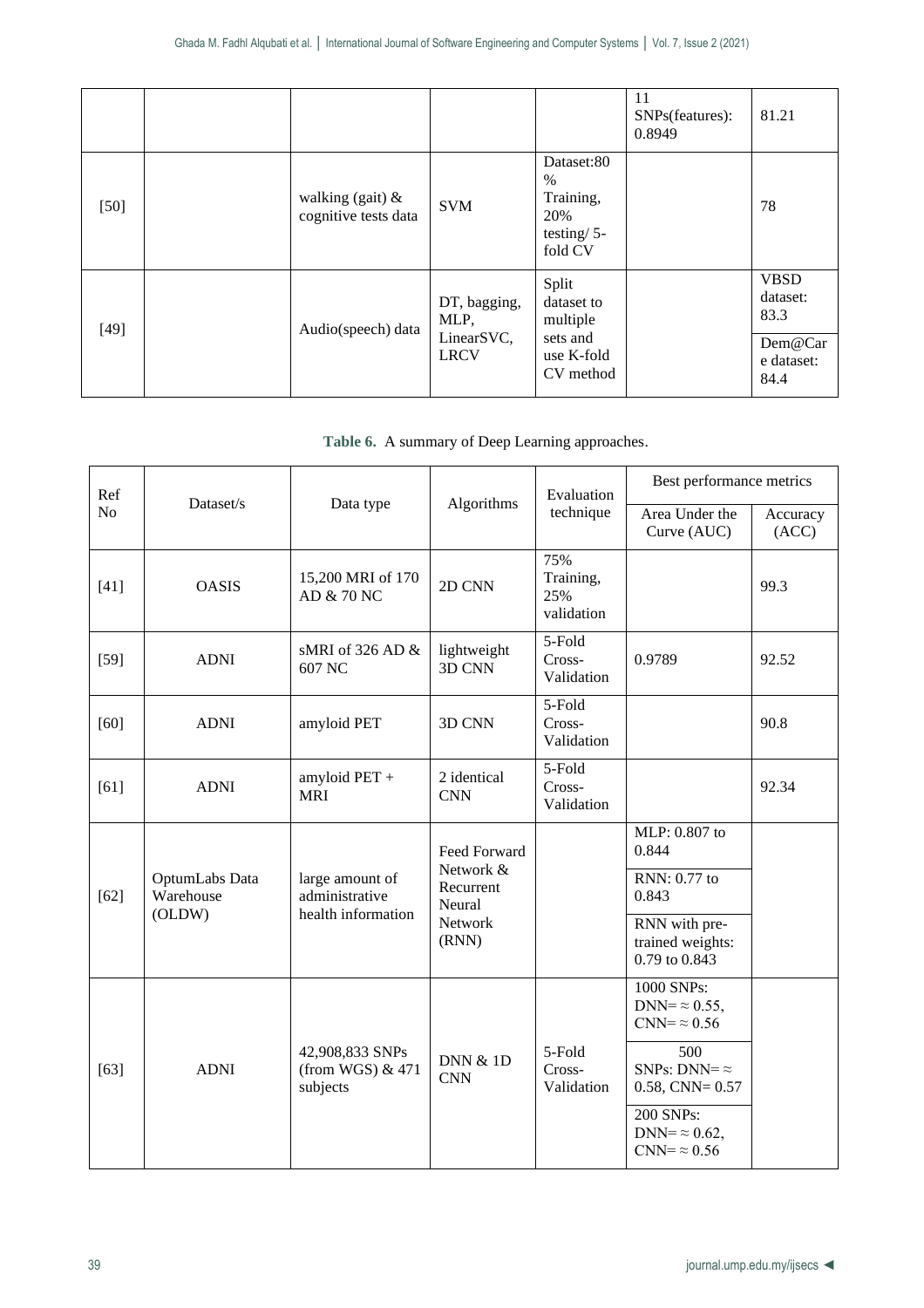| | | | | | 11 SNPs(features): 0.8949 | 81.21 |
|---|---|---|---|---|---|---|
| [50] | | walking (gait) & cognitive tests data | SVM | Dataset:80 % Training, 20% testing/ 5-fold CV | | 78 |
| [49] | | Audio(speech) data | DT, bagging, MLP, LinearSVC, LRCV | Split dataset to multiple sets and use K-fold CV method | | VBSD dataset: 83.3 |
| | | | | | | Dem@Care dataset: 84.4 |

**Table 6.** A summary of Deep Learning approaches.

| Ref No | Dataset/s | Data type | Algorithms | Evaluation technique | Best performance metrics | |
|---|---|---|---|---|---|---|
| | | | | | Area Under the Curve (AUC) | Accuracy (ACC) |
| [41] | OASIS | 15,200 MRI of 170 AD & 70 NC | 2D CNN | 75% Training, 25% validation | | 99.3 |
| [59] | ADNI | sMRI of 326 AD & 607 NC | lightweight 3D CNN | 5-Fold Cross-Validation | 0.9789 | 92.52 |
| [60] | ADNI | amyloid PET | 3D CNN | 5-Fold Cross-Validation | | 90.8 |
| [61] | ADNI | amyloid PET + MRI | 2 identical CNN | 5-Fold Cross-Validation | | 92.34 |
| [62] | OptumLabs Data Warehouse (OLDW) | large amount of administrative health information | Feed Forward Network & Recurrent Neural Network (RNN) | | MLP: 0.807 to 0.844 | |
| | | | | | RNN: 0.77 to 0.843 | |
| | | | | | RNN with pre-trained weights: 0.79 to 0.843 | |
| [63] | ADNI | 42,908,833 SNPs (from WGS) & 471 subjects | DNN & 1D CNN | 5-Fold Cross-Validation | 1000 SNPs: DNN= ≈ 0.55, CNN= ≈ 0.56 | |
| | | | | | 500 SNPs: DNN= ≈ 0.58, CNN= 0.57 | |
| | | | | | 200 SNPs: DNN= ≈ 0.62, CNN= ≈ 0.56 | |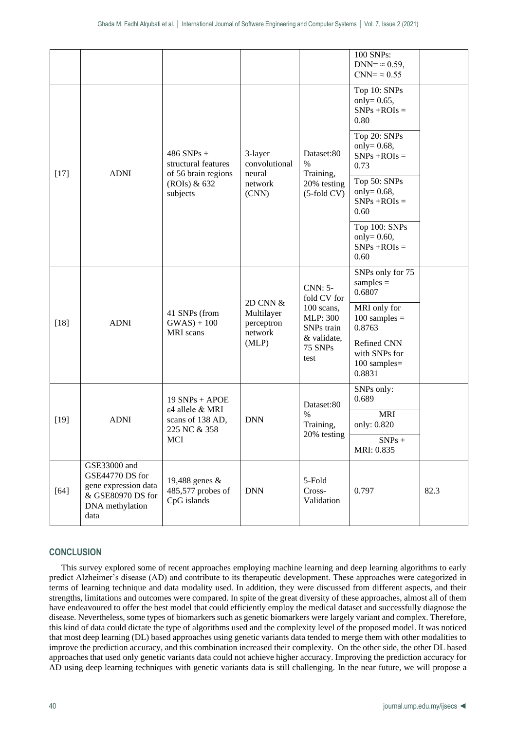| | | | | | | |
|---|---|---|---|---|---|---|
| | | | | | 100 SNPs: DNN= ≈ 0.59, CNN= ≈ 0.55 | |
| [17] | ADNI | 486 SNPs + structural features of 56 brain regions (ROIs) & 632 subjects | 3-layer convolutional neural network (CNN) | Dataset:80 % Training, 20% testing (5-fold CV) | Top 10: SNPs only= 0.65, SNPs +ROIs = 0.80 | |
| | | | | | Top 20: SNPs only= 0.68, SNPs +ROIs = 0.73 | |
| | | | | | Top 50: SNPs only= 0.68, SNPs +ROIs = 0.60 | |
| | | | | | Top 100: SNPs only= 0.60, SNPs +ROIs = 0.60 | |
| [18] | ADNI | 41 SNPs (from GWAS) + 100 MRI scans | 2D CNN & Multilayer perceptron network (MLP) | CNN: 5-fold CV for 100 scans, MLP: 300 SNPs train & validate, 75 SNPs test | SNPs only for 75 samples = 0.6807 | |
| | | | | | MRI only for 100 samples = 0.8763 | |
| | | | | | Refined CNN with SNPs for 100 samples= 0.8831 | |
| [19] | ADNI | 19 SNPs + APOE ε4 allele & MRI scans of 138 AD, 225 NC & 358 MCI | DNN | Dataset:80 % Training, 20% testing | SNPs only: 0.689 | |
| | | | | | MRI only: 0.820 | |
| | | | | | SNPs + MRI: 0.835 | |
| [64] | GSE33000 and GSE44770 DS for gene expression data & GSE80970 DS for DNA methylation data | 19,488 genes & 485,577 probes of CpG islands | DNN | 5-Fold Cross-Validation | 0.797 | 82.3 |

## CONCLUSION

This survey explored some of recent approaches employing machine learning and deep learning algorithms to early predict Alzheimer's disease (AD) and contribute to its therapeutic development. These approaches were categorized in terms of learning technique and data modality used. In addition, they were discussed from different aspects, and their strengths, limitations and outcomes were compared. In spite of the great diversity of these approaches, almost all of them have endeavoured to offer the best model that could efficiently employ the medical dataset and successfully diagnose the disease. Nevertheless, some types of biomarkers such as genetic biomarkers were largely variant and complex. Therefore, this kind of data could dictate the type of algorithms used and the complexity level of the proposed model. It was noticed that most deep learning (DL) based approaches using genetic variants data tended to merge them with other modalities to improve the prediction accuracy, and this combination increased their complexity. On the other side, the other DL based approaches that used only genetic variants data could not achieve higher accuracy. Improving the prediction accuracy for AD using deep learning techniques with genetic variants data is still challenging. In the near future, we will propose a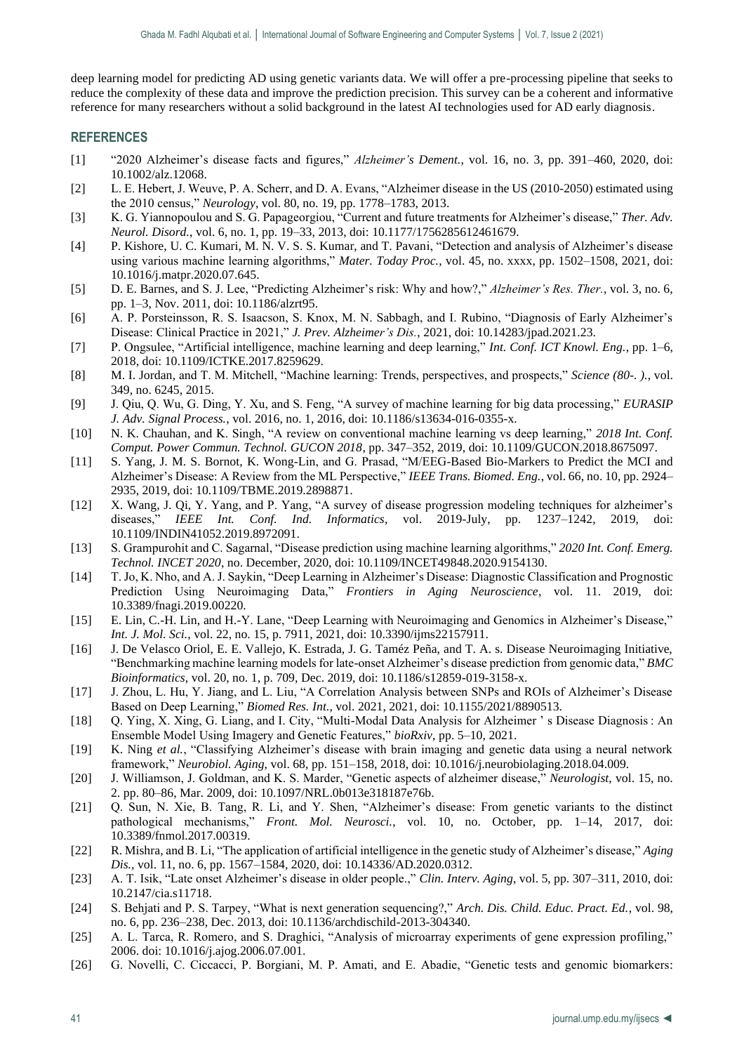deep learning model for predicting AD using genetic variants data. We will offer a pre-processing pipeline that seeks to reduce the complexity of these data and improve the prediction precision. This survey can be a coherent and informative reference for many researchers without a solid background in the latest AI technologies used for AD early diagnosis.

## REFERENCES

[1] "2020 Alzheimer's disease facts and figures," *Alzheimer's Dement.*, vol. 16, no. 3, pp. 391–460, 2020, doi: 10.1002/alz.12068.

[2] L. E. Hebert, J. Weuve, P. A. Scherr, and D. A. Evans, "Alzheimer disease in the US (2010-2050) estimated using the 2010 census," *Neurology*, vol. 80, no. 19, pp. 1778–1783, 2013.

[3] K. G. Yiannopoulou and S. G. Papageorgiou, "Current and future treatments for Alzheimer's disease," *Ther. Adv. Neurol. Disord.*, vol. 6, no. 1, pp. 19–33, 2013, doi: 10.1177/1756285612461679.

[4] P. Kishore, U. C. Kumari, M. N. V. S. S. Kumar, and T. Pavani, "Detection and analysis of Alzheimer's disease using various machine learning algorithms," *Mater. Today Proc.*, vol. 45, no. xxxx, pp. 1502–1508, 2021, doi: 10.1016/j.matpr.2020.07.645.

[5] D. E. Barnes, and S. J. Lee, "Predicting Alzheimer's risk: Why and how?," *Alzheimer's Res. Ther.*, vol. 3, no. 6, pp. 1–3, Nov. 2011, doi: 10.1186/alzrt95.

[6] A. P. Porsteinsson, R. S. Isaacson, S. Knox, M. N. Sabbagh, and I. Rubino, "Diagnosis of Early Alzheimer's Disease: Clinical Practice in 2021," *J. Prev. Alzheimer's Dis.*, 2021, doi: 10.14283/jpad.2021.23.

[7] P. Ongsulee, "Artificial intelligence, machine learning and deep learning," *Int. Conf. ICT Knowl. Eng.*, pp. 1–6, 2018, doi: 10.1109/ICTKE.2017.8259629.

[8] M. I. Jordan, and T. M. Mitchell, "Machine learning: Trends, perspectives, and prospects," *Science (80-. ).*, vol. 349, no. 6245, 2015.

[9] J. Qiu, Q. Wu, G. Ding, Y. Xu, and S. Feng, "A survey of machine learning for big data processing," *EURASIP J. Adv. Signal Process.*, vol. 2016, no. 1, 2016, doi: 10.1186/s13634-016-0355-x.

[10] N. K. Chauhan, and K. Singh, "A review on conventional machine learning vs deep learning," *2018 Int. Conf. Comput. Power Commun. Technol. GUCON 2018*, pp. 347–352, 2019, doi: 10.1109/GUCON.2018.8675097.

[11] S. Yang, J. M. S. Bornot, K. Wong-Lin, and G. Prasad, "M/EEG-Based Bio-Markers to Predict the MCI and Alzheimer's Disease: A Review from the ML Perspective," *IEEE Trans. Biomed. Eng.*, vol. 66, no. 10, pp. 2924–2935, 2019, doi: 10.1109/TBME.2019.2898871.

[12] X. Wang, J. Qi, Y. Yang, and P. Yang, "A survey of disease progression modeling techniques for alzheimer's diseases," *IEEE Int. Conf. Ind. Informatics*, vol. 2019-July, pp. 1237–1242, 2019, doi: 10.1109/INDIN41052.2019.8972091.

[13] S. Grampurohit and C. Sagarnal, "Disease prediction using machine learning algorithms," *2020 Int. Conf. Emerg. Technol. INCET 2020*, no. December, 2020, doi: 10.1109/INCET49848.2020.9154130.

[14] T. Jo, K. Nho, and A. J. Saykin, "Deep Learning in Alzheimer's Disease: Diagnostic Classification and Prognostic Prediction Using Neuroimaging Data," *Frontiers in Aging Neuroscience*, vol. 11. 2019, doi: 10.3389/fnagi.2019.00220.

[15] E. Lin, C.-H. Lin, and H.-Y. Lane, "Deep Learning with Neuroimaging and Genomics in Alzheimer's Disease," *Int. J. Mol. Sci.*, vol. 22, no. 15, p. 7911, 2021, doi: 10.3390/ijms22157911.

[16] J. De Velasco Oriol, E. E. Vallejo, K. Estrada, J. G. Taméz Peña, and T. A. s. Disease Neuroimaging Initiative, "Benchmarking machine learning models for late-onset Alzheimer's disease prediction from genomic data," *BMC Bioinformatics*, vol. 20, no. 1, p. 709, Dec. 2019, doi: 10.1186/s12859-019-3158-x.

[17] J. Zhou, L. Hu, Y. Jiang, and L. Liu, "A Correlation Analysis between SNPs and ROIs of Alzheimer's Disease Based on Deep Learning," *Biomed Res. Int.*, vol. 2021, 2021, doi: 10.1155/2021/8890513.

[18] Q. Ying, X. Xing, G. Liang, and I. City, "Multi-Modal Data Analysis for Alzheimer ' s Disease Diagnosis : An Ensemble Model Using Imagery and Genetic Features," *bioRxiv*, pp. 5–10, 2021.

[19] K. Ning *et al.*, "Classifying Alzheimer's disease with brain imaging and genetic data using a neural network framework," *Neurobiol. Aging*, vol. 68, pp. 151–158, 2018, doi: 10.1016/j.neurobiolaging.2018.04.009.

[20] J. Williamson, J. Goldman, and K. S. Marder, "Genetic aspects of alzheimer disease," *Neurologist*, vol. 15, no. 2. pp. 80–86, Mar. 2009, doi: 10.1097/NRL.0b013e318187e76b.

[21] Q. Sun, N. Xie, B. Tang, R. Li, and Y. Shen, "Alzheimer's disease: From genetic variants to the distinct pathological mechanisms," *Front. Mol. Neurosci.*, vol. 10, no. October, pp. 1–14, 2017, doi: 10.3389/fnmol.2017.00319.

[22] R. Mishra, and B. Li, "The application of artificial intelligence in the genetic study of Alzheimer's disease," *Aging Dis.*, vol. 11, no. 6, pp. 1567–1584, 2020, doi: 10.14336/AD.2020.0312.

[23] A. T. Isik, "Late onset Alzheimer's disease in older people.," *Clin. Interv. Aging*, vol. 5, pp. 307–311, 2010, doi: 10.2147/cia.s11718.

[24] S. Behjati and P. S. Tarpey, "What is next generation sequencing?," *Arch. Dis. Child. Educ. Pract. Ed.*, vol. 98, no. 6, pp. 236–238, Dec. 2013, doi: 10.1136/archdischild-2013-304340.

[25] A. L. Tarca, R. Romero, and S. Draghici, "Analysis of microarray experiments of gene expression profiling," 2006. doi: 10.1016/j.ajog.2006.07.001.

[26] G. Novelli, C. Ciccacci, P. Borgiani, M. P. Amati, and E. Abadie, "Genetic tests and genomic biomarkers: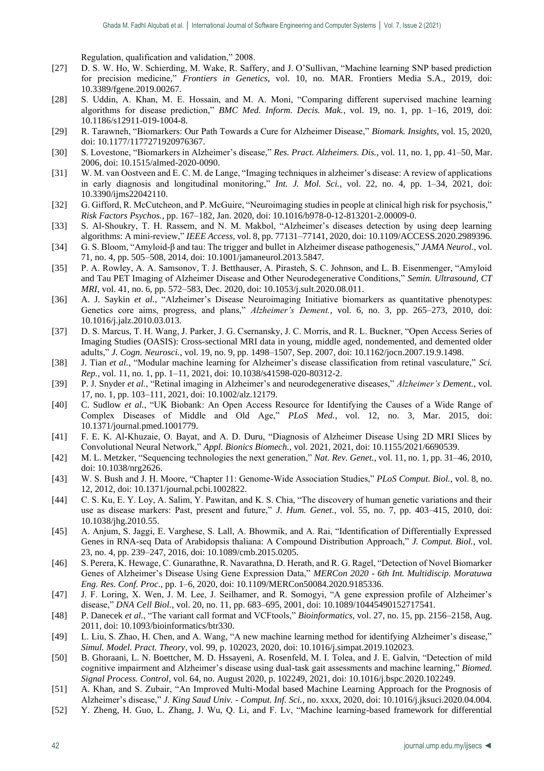Regulation, qualification and validation," 2008.

[27] D. S. W. Ho, W. Schierding, M. Wake, R. Saffery, and J. O'Sullivan, "Machine learning SNP based prediction for precision medicine," *Frontiers in Genetics*, vol. 10, no. MAR. Frontiers Media S.A., 2019, doi: 10.3389/fgene.2019.00267.

[28] S. Uddin, A. Khan, M. E. Hossain, and M. A. Moni, "Comparing different supervised machine learning algorithms for disease prediction," *BMC Med. Inform. Decis. Mak.*, vol. 19, no. 1, pp. 1–16, 2019, doi: 10.1186/s12911-019-1004-8.

[29] R. Tarawneh, "Biomarkers: Our Path Towards a Cure for Alzheimer Disease," *Biomark. Insights*, vol. 15, 2020, doi: 10.1177/1177271920976367.

[30] S. Lovestone, "Biomarkers in Alzheimer's disease," *Res. Pract. Alzheimers. Dis.*, vol. 11, no. 1, pp. 41–50, Mar. 2006, doi: 10.1515/almed-2020-0090.

[31] W. M. van Oostveen and E. C. M. de Lange, "Imaging techniques in alzheimer's disease: A review of applications in early diagnosis and longitudinal monitoring," *Int. J. Mol. Sci.*, vol. 22, no. 4, pp. 1–34, 2021, doi: 10.3390/ijms22042110.

[32] G. Gifford, R. McCutcheon, and P. McGuire, "Neuroimaging studies in people at clinical high risk for psychosis," *Risk Factors Psychos.*, pp. 167–182, Jan. 2020, doi: 10.1016/b978-0-12-813201-2.00009-0.

[33] S. Al-Shoukry, T. H. Rassem, and N. M. Makbol, "Alzheimer's diseases detection by using deep learning algorithms: A mini-review," *IEEE Access*, vol. 8, pp. 77131–77141, 2020, doi: 10.1109/ACCESS.2020.2989396.

[34] G. S. Bloom, "Amyloid-β and tau: The trigger and bullet in Alzheimer disease pathogenesis," *JAMA Neurol.*, vol. 71, no. 4, pp. 505–508, 2014, doi: 10.1001/jamaneurol.2013.5847.

[35] P. A. Rowley, A. A. Samsonov, T. J. Betthauser, A. Pirasteh, S. C. Johnson, and L. B. Eisenmenger, "Amyloid and Tau PET Imaging of Alzheimer Disease and Other Neurodegenerative Conditions," *Semin. Ultrasound, CT MRI*, vol. 41, no. 6, pp. 572–583, Dec. 2020, doi: 10.1053/j.sult.2020.08.011.

[36] A. J. Saykin *et al.*, "Alzheimer's Disease Neuroimaging Initiative biomarkers as quantitative phenotypes: Genetics core aims, progress, and plans," *Alzheimer's Dement.*, vol. 6, no. 3, pp. 265–273, 2010, doi: 10.1016/j.jalz.2010.03.013.

[37] D. S. Marcus, T. H. Wang, J. Parker, J. G. Csernansky, J. C. Morris, and R. L. Buckner, "Open Access Series of Imaging Studies (OASIS): Cross-sectional MRI data in young, middle aged, nondemented, and demented older adults," *J. Cogn. Neurosci.*, vol. 19, no. 9, pp. 1498–1507, Sep. 2007, doi: 10.1162/jocn.2007.19.9.1498.

[38] J. Tian *et al.*, "Modular machine learning for Alzheimer's disease classification from retinal vasculature," *Sci. Rep.*, vol. 11, no. 1, pp. 1–11, 2021, doi: 10.1038/s41598-020-80312-2.

[39] P. J. Snyder *et al.*, "Retinal imaging in Alzheimer's and neurodegenerative diseases," *Alzheimer's Dement.*, vol. 17, no. 1, pp. 103–111, 2021, doi: 10.1002/alz.12179.

[40] C. Sudlow *et al.*, "UK Biobank: An Open Access Resource for Identifying the Causes of a Wide Range of Complex Diseases of Middle and Old Age," *PLoS Med.*, vol. 12, no. 3, Mar. 2015, doi: 10.1371/journal.pmed.1001779.

[41] F. E. K. Al-Khuzaie, O. Bayat, and A. D. Duru, "Diagnosis of Alzheimer Disease Using 2D MRI Slices by Convolutional Neural Network," *Appl. Bionics Biomech.*, vol. 2021, 2021, doi: 10.1155/2021/6690539.

[42] M. L. Metzker, "Sequencing technologies the next generation," *Nat. Rev. Genet.*, vol. 11, no. 1, pp. 31–46, 2010, doi: 10.1038/nrg2626.

[43] W. S. Bush and J. H. Moore, "Chapter 11: Genome-Wide Association Studies," *PLoS Comput. Biol.*, vol. 8, no. 12, 2012, doi: 10.1371/journal.pcbi.1002822.

[44] C. S. Ku, E. Y. Loy, A. Salim, Y. Pawitan, and K. S. Chia, "The discovery of human genetic variations and their use as disease markers: Past, present and future," *J. Hum. Genet.*, vol. 55, no. 7, pp. 403–415, 2010, doi: 10.1038/jhg.2010.55.

[45] A. Anjum, S. Jaggi, E. Varghese, S. Lall, A. Bhowmik, and A. Rai, "Identification of Differentially Expressed Genes in RNA-seq Data of Arabidopsis thaliana: A Compound Distribution Approach," *J. Comput. Biol.*, vol. 23, no. 4, pp. 239–247, 2016, doi: 10.1089/cmb.2015.0205.

[46] S. Perera, K. Hewage, C. Gunarathne, R. Navarathna, D. Herath, and R. G. Ragel, "Detection of Novel Biomarker Genes of Alzheimer's Disease Using Gene Expression Data," *MERCon 2020 - 6th Int. Multidiscip. Moratuwa Eng. Res. Conf. Proc.*, pp. 1–6, 2020, doi: 10.1109/MERCon50084.2020.9185336.

[47] J. F. Loring, X. Wen, J. M. Lee, J. Seilhamer, and R. Somogyi, "A gene expression profile of Alzheimer's disease," *DNA Cell Biol.*, vol. 20, no. 11, pp. 683–695, 2001, doi: 10.1089/10445490152717541.

[48] P. Danecek *et al.*, "The variant call format and VCFtools," *Bioinformatics*, vol. 27, no. 15, pp. 2156–2158, Aug. 2011, doi: 10.1093/bioinformatics/btr330.

[49] L. Liu, S. Zhao, H. Chen, and A. Wang, "A new machine learning method for identifying Alzheimer's disease," *Simul. Model. Pract. Theory*, vol. 99, p. 102023, 2020, doi: 10.1016/j.simpat.2019.102023.

[50] B. Ghoraani, L. N. Boettcher, M. D. Hssayeni, A. Rosenfeld, M. I. Tolea, and J. E. Galvin, "Detection of mild cognitive impairment and Alzheimer's disease using dual-task gait assessments and machine learning," *Biomed. Signal Process. Control*, vol. 64, no. August 2020, p. 102249, 2021, doi: 10.1016/j.bspc.2020.102249.

[51] A. Khan, and S. Zubair, "An Improved Multi-Modal based Machine Learning Approach for the Prognosis of Alzheimer's disease," *J. King Saud Univ. - Comput. Inf. Sci.*, no. xxxx, 2020, doi: 10.1016/j.jksuci.2020.04.004.

[52] Y. Zheng, H. Guo, L. Zhang, J. Wu, Q. Li, and F. Lv, "Machine learning-based framework for differential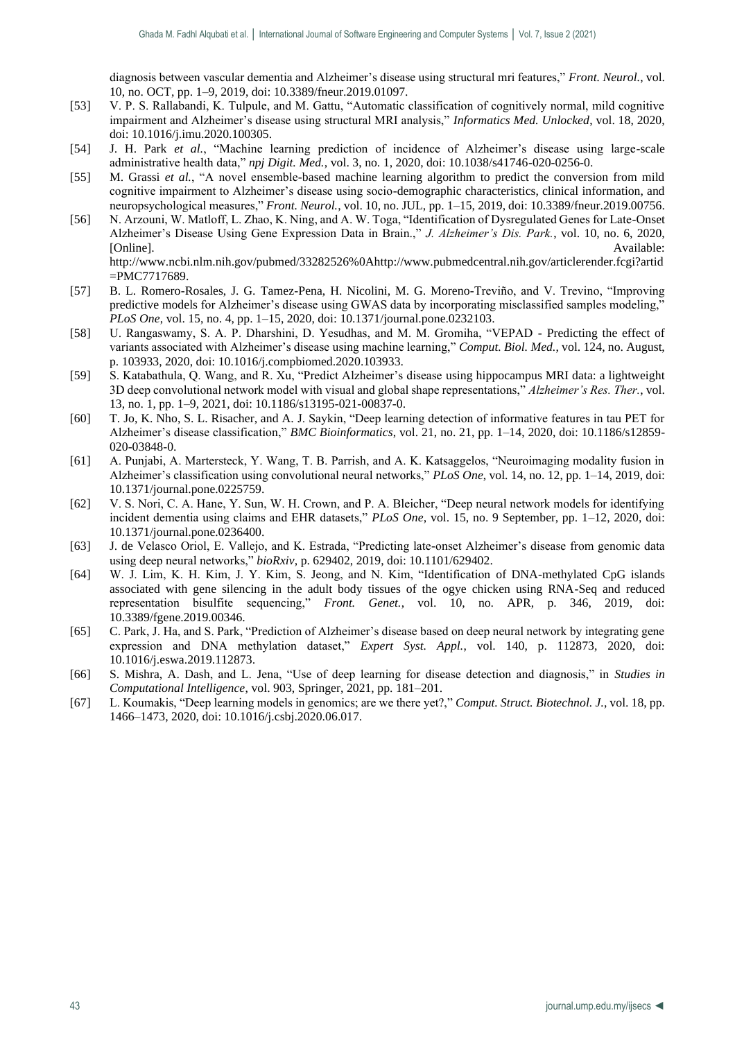diagnosis between vascular dementia and Alzheimer's disease using structural mri features," *Front. Neurol.*, vol. 10, no. OCT, pp. 1–9, 2019, doi: 10.3389/fneur.2019.01097.

[53] V. P. S. Rallabandi, K. Tulpule, and M. Gattu, "Automatic classification of cognitively normal, mild cognitive impairment and Alzheimer's disease using structural MRI analysis," *Informatics Med. Unlocked*, vol. 18, 2020, doi: 10.1016/j.imu.2020.100305.

[54] J. H. Park *et al.*, "Machine learning prediction of incidence of Alzheimer's disease using large-scale administrative health data," *npj Digit. Med.*, vol. 3, no. 1, 2020, doi: 10.1038/s41746-020-0256-0.

[55] M. Grassi *et al.*, "A novel ensemble-based machine learning algorithm to predict the conversion from mild cognitive impairment to Alzheimer's disease using socio-demographic characteristics, clinical information, and neuropsychological measures," *Front. Neurol.*, vol. 10, no. JUL, pp. 1–15, 2019, doi: 10.3389/fneur.2019.00756.

[56] N. Arzouni, W. Matloff, L. Zhao, K. Ning, and A. W. Toga, "Identification of Dysregulated Genes for Late-Onset Alzheimer's Disease Using Gene Expression Data in Brain.," *J. Alzheimer's Dis. Park.*, vol. 10, no. 6, 2020, [Online]. Available: http://www.ncbi.nlm.nih.gov/pubmed/33282526%0Ahttp://www.pubmedcentral.nih.gov/articlerender.fcgi?artid=PMC7717689.

[57] B. L. Romero-Rosales, J. G. Tamez-Pena, H. Nicolini, M. G. Moreno-Treviño, and V. Trevino, "Improving predictive models for Alzheimer's disease using GWAS data by incorporating misclassified samples modeling," *PLoS One*, vol. 15, no. 4, pp. 1–15, 2020, doi: 10.1371/journal.pone.0232103.

[58] U. Rangaswamy, S. A. P. Dharshini, D. Yesudhas, and M. M. Gromiha, "VEPAD - Predicting the effect of variants associated with Alzheimer's disease using machine learning," *Comput. Biol. Med.*, vol. 124, no. August, p. 103933, 2020, doi: 10.1016/j.compbiomed.2020.103933.

[59] S. Katabathula, Q. Wang, and R. Xu, "Predict Alzheimer's disease using hippocampus MRI data: a lightweight 3D deep convolutional network model with visual and global shape representations," *Alzheimer's Res. Ther.*, vol. 13, no. 1, pp. 1–9, 2021, doi: 10.1186/s13195-021-00837-0.

[60] T. Jo, K. Nho, S. L. Risacher, and A. J. Saykin, "Deep learning detection of informative features in tau PET for Alzheimer's disease classification," *BMC Bioinformatics*, vol. 21, no. 21, pp. 1–14, 2020, doi: 10.1186/s12859-020-03848-0.

[61] A. Punjabi, A. Martersteck, Y. Wang, T. B. Parrish, and A. K. Katsaggelos, "Neuroimaging modality fusion in Alzheimer's classification using convolutional neural networks," *PLoS One*, vol. 14, no. 12, pp. 1–14, 2019, doi: 10.1371/journal.pone.0225759.

[62] V. S. Nori, C. A. Hane, Y. Sun, W. H. Crown, and P. A. Bleicher, "Deep neural network models for identifying incident dementia using claims and EHR datasets," *PLoS One*, vol. 15, no. 9 September, pp. 1–12, 2020, doi: 10.1371/journal.pone.0236400.

[63] J. de Velasco Oriol, E. Vallejo, and K. Estrada, "Predicting late-onset Alzheimer's disease from genomic data using deep neural networks," *bioRxiv*, p. 629402, 2019, doi: 10.1101/629402.

[64] W. J. Lim, K. H. Kim, J. Y. Kim, S. Jeong, and N. Kim, "Identification of DNA-methylated CpG islands associated with gene silencing in the adult body tissues of the ogye chicken using RNA-Seq and reduced representation bisulfite sequencing," *Front. Genet.*, vol. 10, no. APR, p. 346, 2019, doi: 10.3389/fgene.2019.00346.

[65] C. Park, J. Ha, and S. Park, "Prediction of Alzheimer's disease based on deep neural network by integrating gene expression and DNA methylation dataset," *Expert Syst. Appl.*, vol. 140, p. 112873, 2020, doi: 10.1016/j.eswa.2019.112873.

[66] S. Mishra, A. Dash, and L. Jena, "Use of deep learning for disease detection and diagnosis," in *Studies in Computational Intelligence*, vol. 903, Springer, 2021, pp. 181–201.

[67] L. Koumakis, "Deep learning models in genomics; are we there yet?," *Comput. Struct. Biotechnol. J.*, vol. 18, pp. 1466–1473, 2020, doi: 10.1016/j.csbj.2020.06.017.